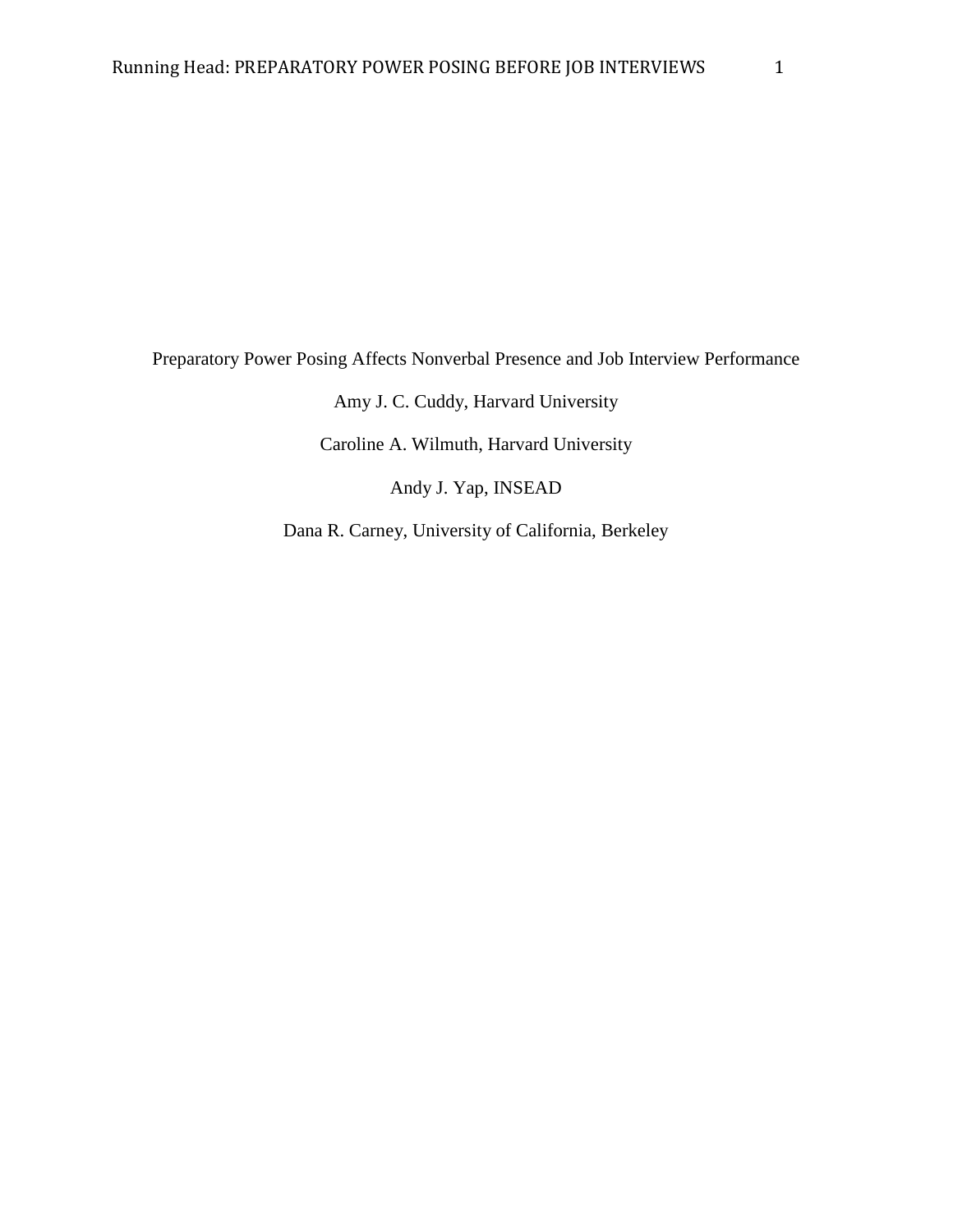# Preparatory Power Posing Affects Nonverbal Presence and Job Interview Performance

Amy J. C. Cuddy, Harvard University

Caroline A. Wilmuth, Harvard University

Andy J. Yap, INSEAD

Dana R. Carney, University of California, Berkeley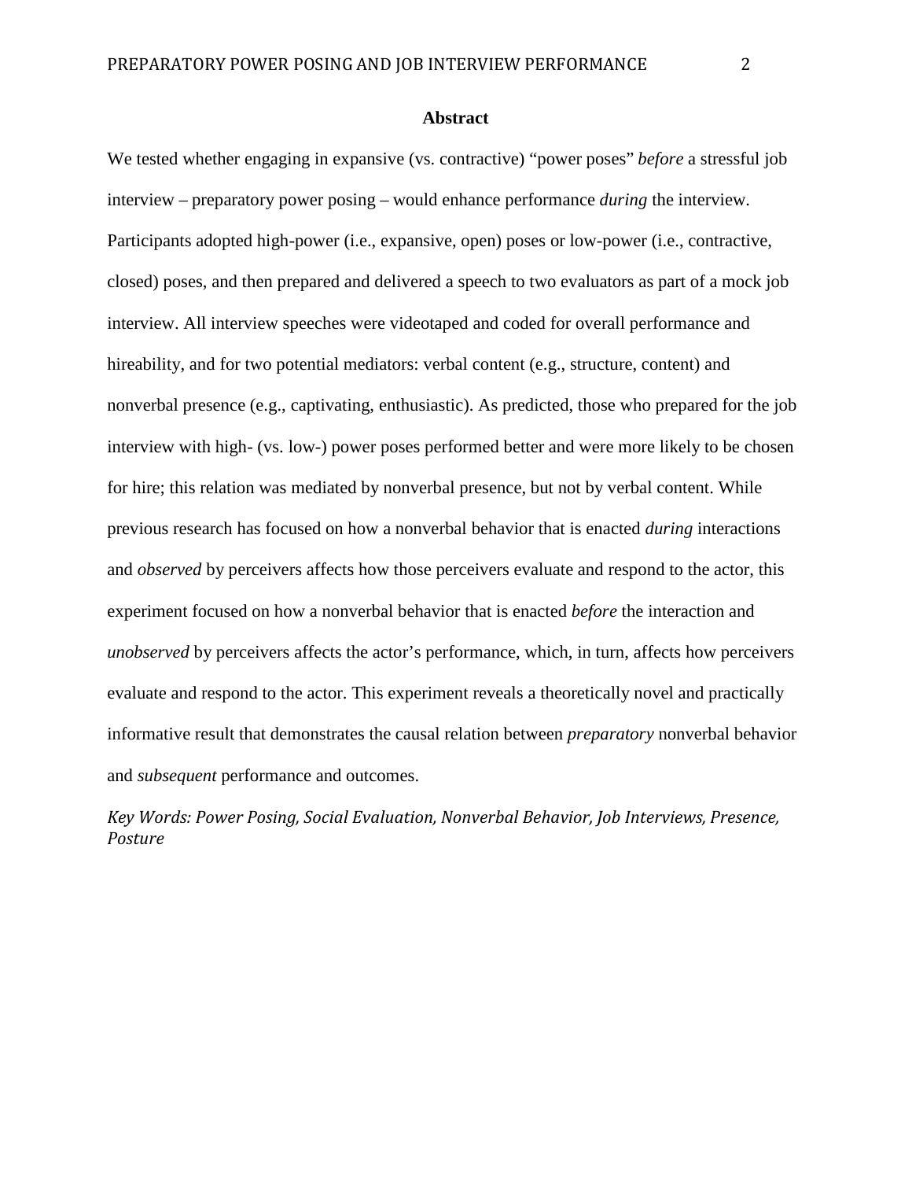## Abstract

We tested whether engaging in expansive (vs. contractive) "power poses" *before* a stressful job interview – preparatory power posing – would enhance performance *during* the interview. Participants adopted high-power (i.e., expansive, open) poses or low-power (i.e., contractive, closed) poses, and then prepared and delivered a speech to two evaluators as part of a mock job interview. All interview speeches were videotaped and coded for overall performance and hireability, and for two potential mediators: verbal content (e.g., structure, content) and nonverbal presence (e.g., captivating, enthusiastic). As predicted, those who prepared for the job interview with high- (vs. low-) power poses performed better and were more likely to be chosen for hire; this relation was mediated by nonverbal presence, but not by verbal content. While previous research has focused on how a nonverbal behavior that is enacted *during* interactions and *observed* by perceivers affects how those perceivers evaluate and respond to the actor, this experiment focused on how a nonverbal behavior that is enacted *before* the interaction and *unobserved* by perceivers affects the actor's performance, which, in turn, affects how perceivers evaluate and respond to the actor. This experiment reveals a theoretically novel and practically informative result that demonstrates the causal relation between *preparatory* nonverbal behavior and *subsequent* performance and outcomes.

*Key Words: Power Posing, Social Evaluation, Nonverbal Behavior, Job Interviews, Presence, Posture*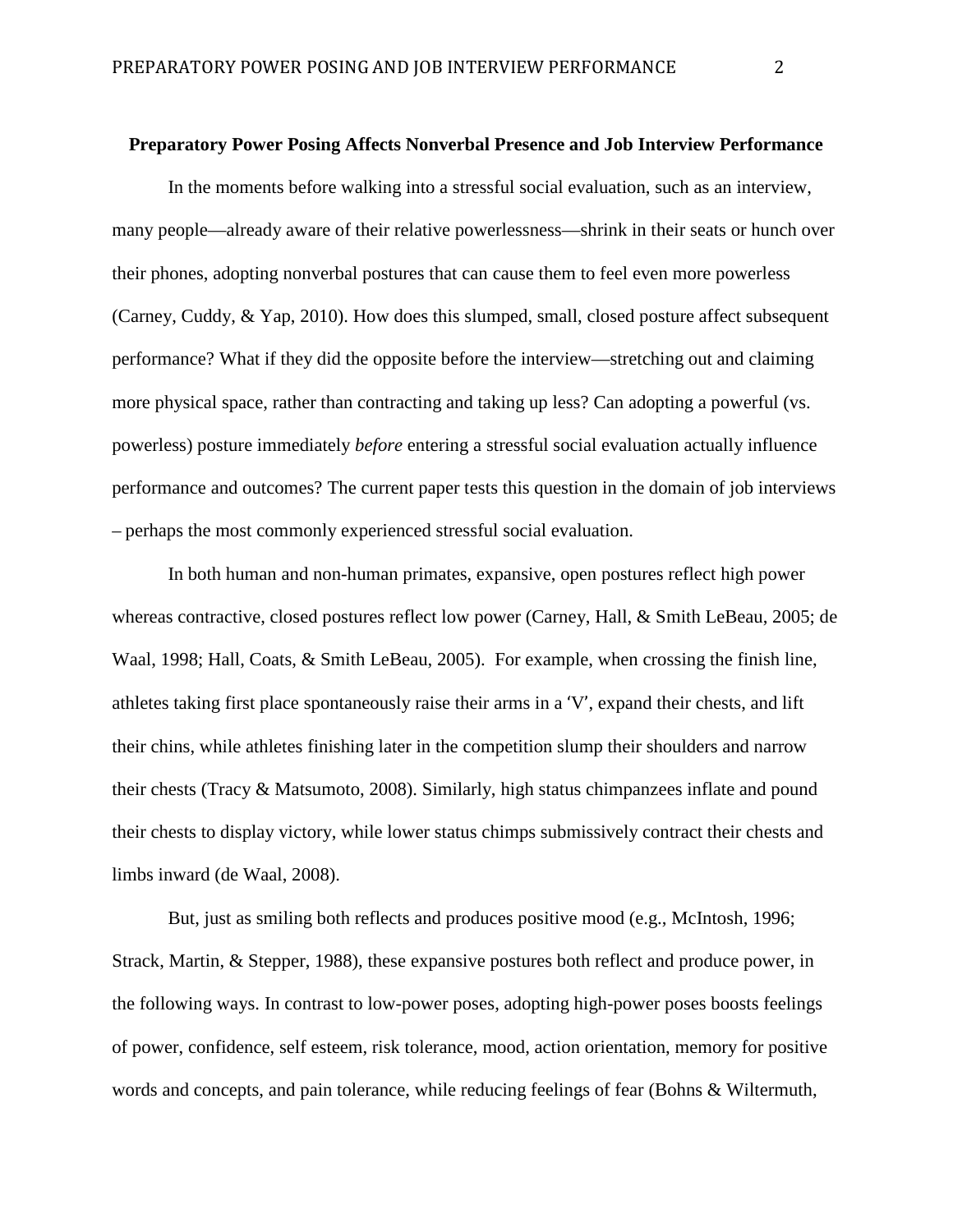**Preparatory Power Posing Affects Nonverbal Presence and Job Interview Performance**

In the moments before walking into a stressful social evaluation, such as an interview, many people—already aware of their relative powerlessness—shrink in their seats or hunch over their phones, adopting nonverbal postures that can cause them to feel even more powerless (Carney, Cuddy, & Yap, 2010). How does this slumped, small, closed posture affect subsequent performance? What if they did the opposite before the interview—stretching out and claiming more physical space, rather than contracting and taking up less? Can adopting a powerful (vs. powerless) posture immediately *before* entering a stressful social evaluation actually influence performance and outcomes? The current paper tests this question in the domain of job interviews – perhaps the most commonly experienced stressful social evaluation.

In both human and non-human primates, expansive, open postures reflect high power whereas contractive, closed postures reflect low power (Carney, Hall, & Smith LeBeau, 2005; de Waal, 1998; Hall, Coats, & Smith LeBeau, 2005). For example, when crossing the finish line, athletes taking first place spontaneously raise their arms in a 'V', expand their chests, and lift their chins, while athletes finishing later in the competition slump their shoulders and narrow their chests (Tracy & Matsumoto, 2008). Similarly, high status chimpanzees inflate and pound their chests to display victory, while lower status chimps submissively contract their chests and limbs inward (de Waal, 2008).

But, just as smiling both reflects and produces positive mood (e.g., McIntosh, 1996; Strack, Martin, & Stepper, 1988), these expansive postures both reflect and produce power, in the following ways. In contrast to low-power poses, adopting high-power poses boosts feelings of power, confidence, self esteem, risk tolerance, mood, action orientation, memory for positive words and concepts, and pain tolerance, while reducing feelings of fear (Bohns & Wiltermuth,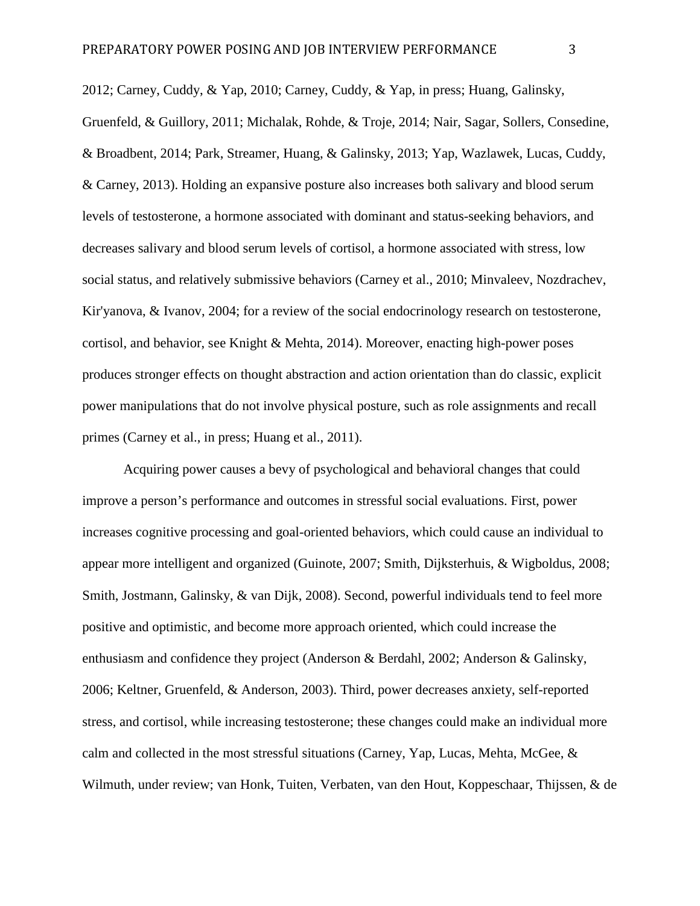2012; Carney, Cuddy, & Yap, 2010; Carney, Cuddy, & Yap, in press; Huang, Galinsky, Gruenfeld, & Guillory, 2011; Michalak, Rohde, & Troje, 2014; Nair, Sagar, Sollers, Consedine, & Broadbent, 2014; Park, Streamer, Huang, & Galinsky, 2013; Yap, Wazlawek, Lucas, Cuddy, & Carney, 2013). Holding an expansive posture also increases both salivary and blood serum levels of testosterone, a hormone associated with dominant and status-seeking behaviors, and decreases salivary and blood serum levels of cortisol, a hormone associated with stress, low social status, and relatively submissive behaviors (Carney et al., 2010; Minvaleev, Nozdrachev, Kir'yanova, & Ivanov, 2004; for a review of the social endocrinology research on testosterone, cortisol, and behavior, see Knight & Mehta, 2014). Moreover, enacting high-power poses produces stronger effects on thought abstraction and action orientation than do classic, explicit power manipulations that do not involve physical posture, such as role assignments and recall primes (Carney et al., in press; Huang et al., 2011).

Acquiring power causes a bevy of psychological and behavioral changes that could improve a person's performance and outcomes in stressful social evaluations. First, power increases cognitive processing and goal-oriented behaviors, which could cause an individual to appear more intelligent and organized (Guinote, 2007; Smith, Dijksterhuis, & Wigboldus, 2008; Smith, Jostmann, Galinsky, & van Dijk, 2008). Second, powerful individuals tend to feel more positive and optimistic, and become more approach oriented, which could increase the enthusiasm and confidence they project (Anderson & Berdahl, 2002; Anderson & Galinsky, 2006; Keltner, Gruenfeld, & Anderson, 2003). Third, power decreases anxiety, self-reported stress, and cortisol, while increasing testosterone; these changes could make an individual more calm and collected in the most stressful situations (Carney, Yap, Lucas, Mehta, McGee, & Wilmuth, under review; van Honk, Tuiten, Verbaten, van den Hout, Koppeschaar, Thijssen, & de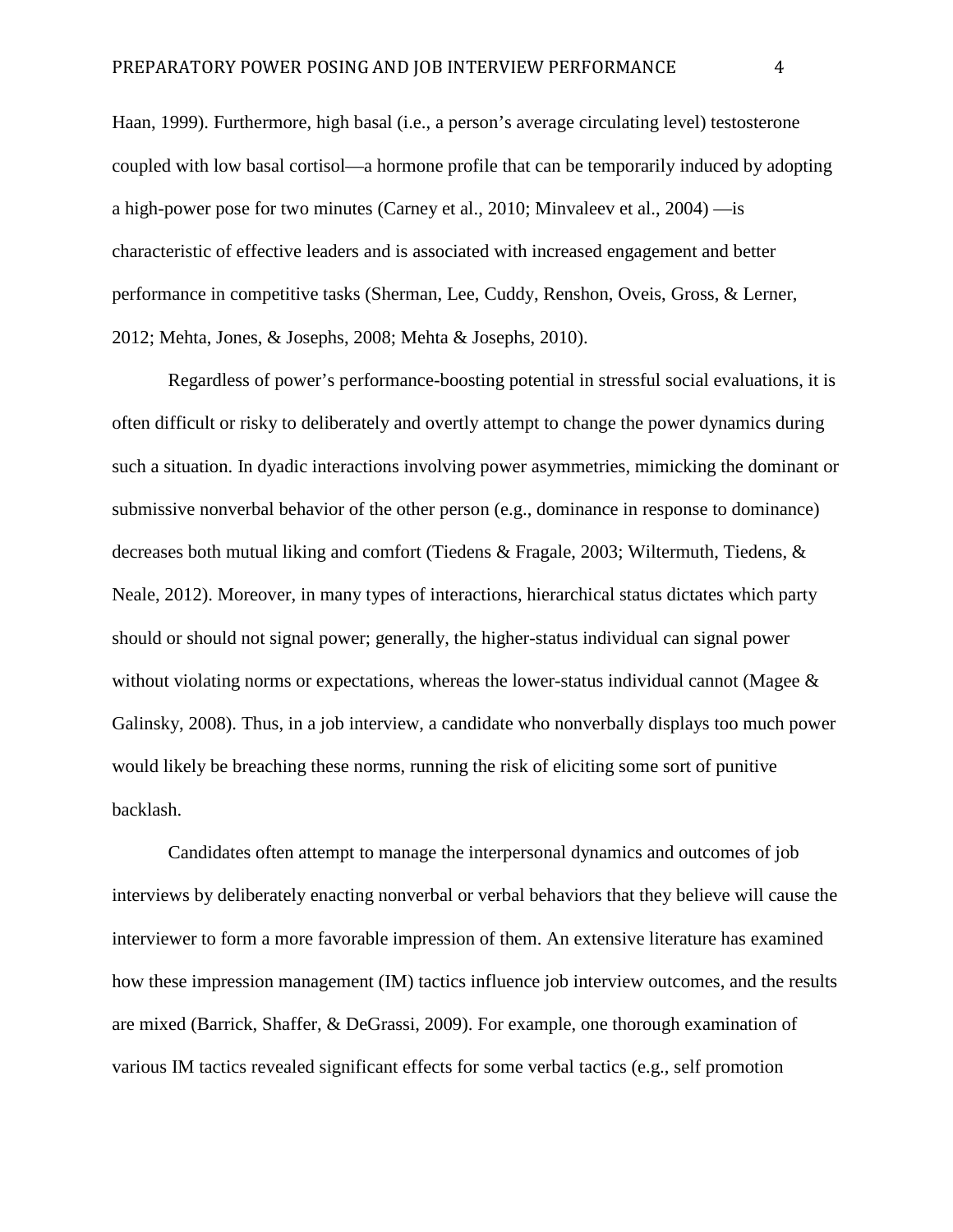Haan, 1999). Furthermore, high basal (i.e., a person's average circulating level) testosterone coupled with low basal cortisol—a hormone profile that can be temporarily induced by adopting a high-power pose for two minutes (Carney et al., 2010; Minvaleev et al., 2004) —is characteristic of effective leaders and is associated with increased engagement and better performance in competitive tasks (Sherman, Lee, Cuddy, Renshon, Oveis, Gross, & Lerner, 2012; Mehta, Jones, & Josephs, 2008; Mehta & Josephs, 2010).

Regardless of power's performance-boosting potential in stressful social evaluations, it is often difficult or risky to deliberately and overtly attempt to change the power dynamics during such a situation. In dyadic interactions involving power asymmetries, mimicking the dominant or submissive nonverbal behavior of the other person (e.g., dominance in response to dominance) decreases both mutual liking and comfort (Tiedens & Fragale, 2003; Wiltermuth, Tiedens, & Neale, 2012). Moreover, in many types of interactions, hierarchical status dictates which party should or should not signal power; generally, the higher-status individual can signal power without violating norms or expectations, whereas the lower-status individual cannot (Magee & Galinsky, 2008). Thus, in a job interview, a candidate who nonverbally displays too much power would likely be breaching these norms, running the risk of eliciting some sort of punitive backlash.

Candidates often attempt to manage the interpersonal dynamics and outcomes of job interviews by deliberately enacting nonverbal or verbal behaviors that they believe will cause the interviewer to form a more favorable impression of them. An extensive literature has examined how these impression management (IM) tactics influence job interview outcomes, and the results are mixed (Barrick, Shaffer, & DeGrassi, 2009). For example, one thorough examination of various IM tactics revealed significant effects for some verbal tactics (e.g., self promotion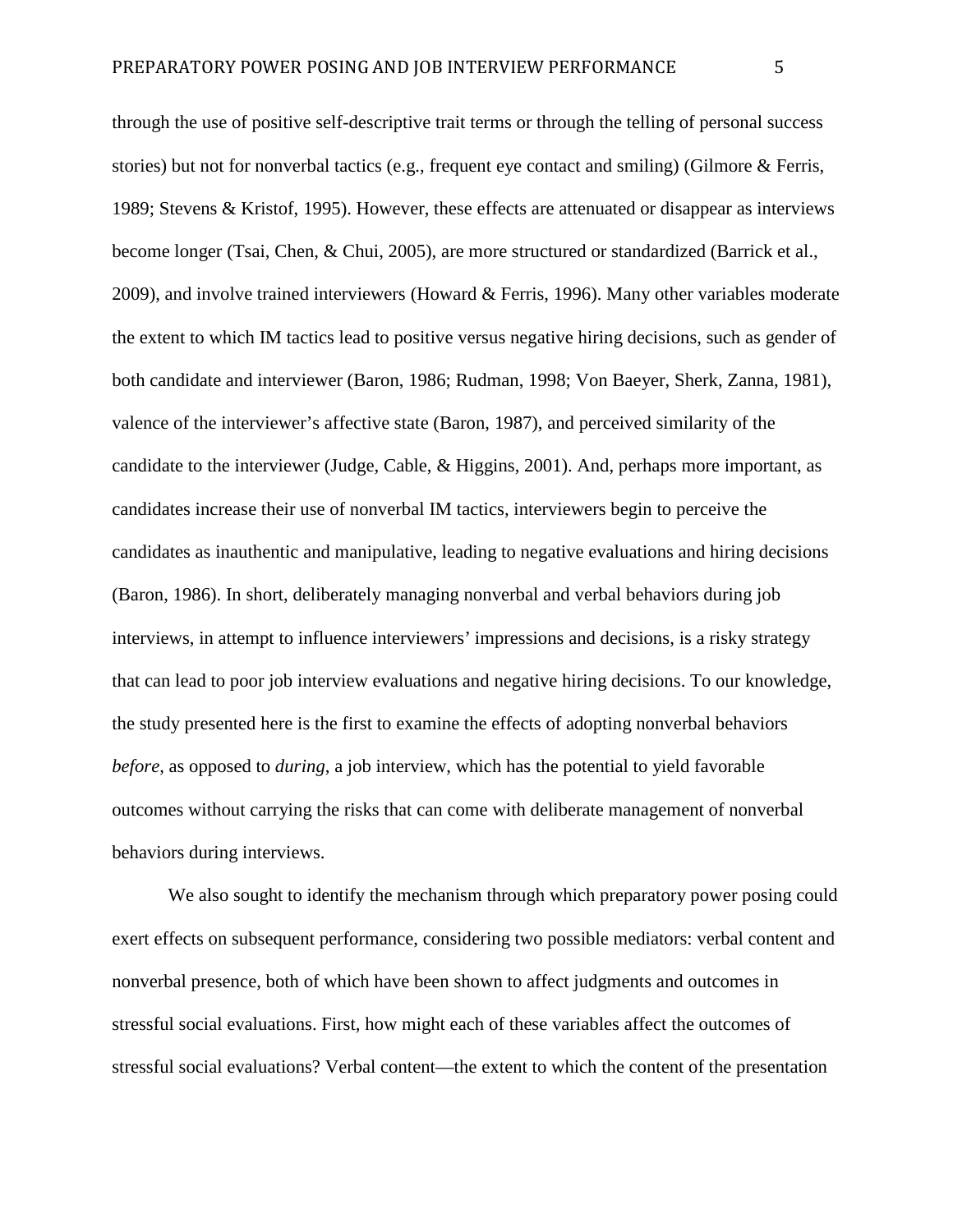through the use of positive self-descriptive trait terms or through the telling of personal success stories) but not for nonverbal tactics (e.g., frequent eye contact and smiling) (Gilmore & Ferris, 1989; Stevens & Kristof, 1995). However, these effects are attenuated or disappear as interviews become longer (Tsai, Chen, & Chui, 2005), are more structured or standardized (Barrick et al., 2009), and involve trained interviewers (Howard & Ferris, 1996). Many other variables moderate the extent to which IM tactics lead to positive versus negative hiring decisions, such as gender of both candidate and interviewer (Baron, 1986; Rudman, 1998; Von Baeyer, Sherk, Zanna, 1981), valence of the interviewer's affective state (Baron, 1987), and perceived similarity of the candidate to the interviewer (Judge, Cable, & Higgins, 2001). And, perhaps more important, as candidates increase their use of nonverbal IM tactics, interviewers begin to perceive the candidates as inauthentic and manipulative, leading to negative evaluations and hiring decisions (Baron, 1986). In short, deliberately managing nonverbal and verbal behaviors during job interviews, in attempt to influence interviewers' impressions and decisions, is a risky strategy that can lead to poor job interview evaluations and negative hiring decisions. To our knowledge, the study presented here is the first to examine the effects of adopting nonverbal behaviors *before*, as opposed to *during*, a job interview, which has the potential to yield favorable outcomes without carrying the risks that can come with deliberate management of nonverbal behaviors during interviews.

We also sought to identify the mechanism through which preparatory power posing could exert effects on subsequent performance, considering two possible mediators: verbal content and nonverbal presence, both of which have been shown to affect judgments and outcomes in stressful social evaluations. First, how might each of these variables affect the outcomes of stressful social evaluations? Verbal content—the extent to which the content of the presentation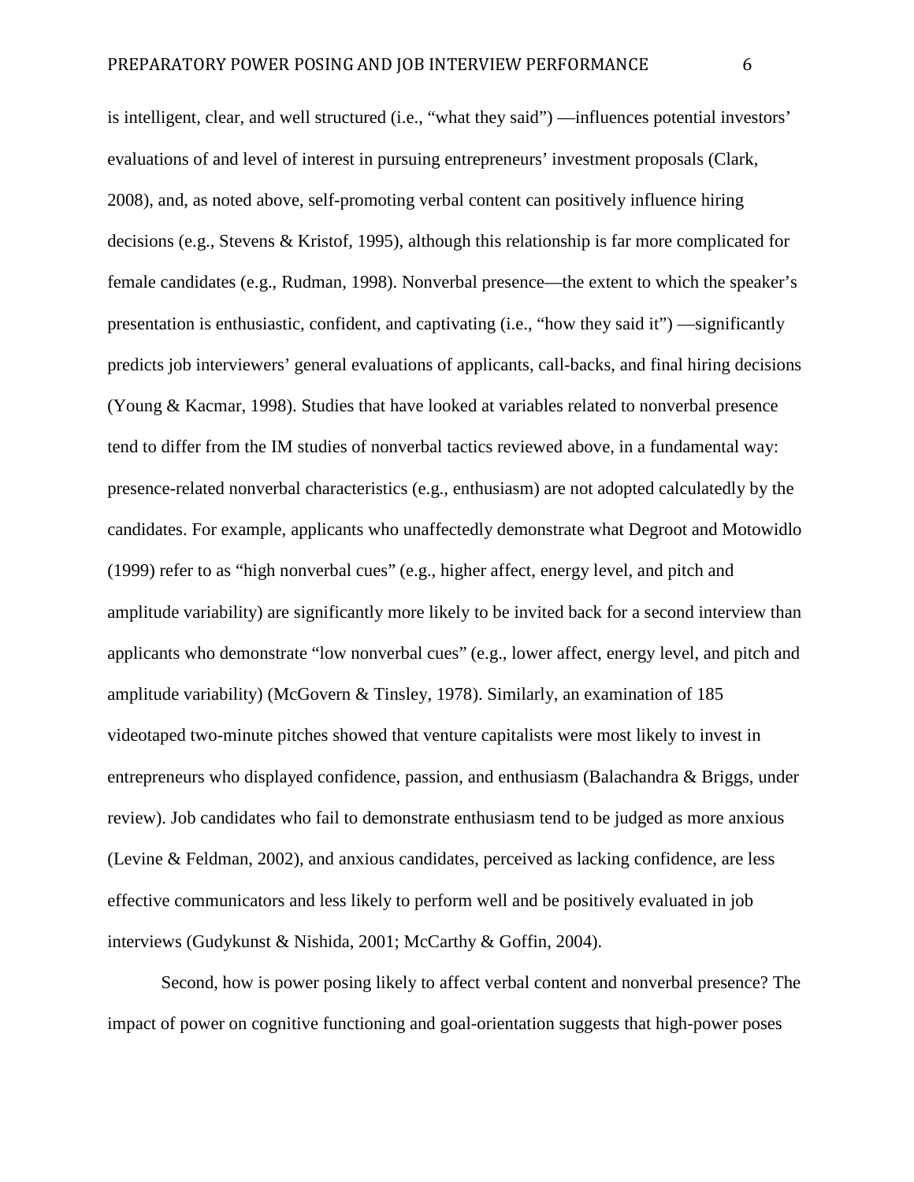is intelligent, clear, and well structured (i.e., "what they said") —influences potential investors' evaluations of and level of interest in pursuing entrepreneurs' investment proposals (Clark, 2008), and, as noted above, self-promoting verbal content can positively influence hiring decisions (e.g., Stevens & Kristof, 1995), although this relationship is far more complicated for female candidates (e.g., Rudman, 1998). Nonverbal presence—the extent to which the speaker's presentation is enthusiastic, confident, and captivating (i.e., "how they said it") —significantly predicts job interviewers' general evaluations of applicants, call-backs, and final hiring decisions (Young & Kacmar, 1998). Studies that have looked at variables related to nonverbal presence tend to differ from the IM studies of nonverbal tactics reviewed above, in a fundamental way: presence-related nonverbal characteristics (e.g., enthusiasm) are not adopted calculatedly by the candidates. For example, applicants who unaffectedly demonstrate what Degroot and Motowidlo (1999) refer to as "high nonverbal cues" (e.g., higher affect, energy level, and pitch and amplitude variability) are significantly more likely to be invited back for a second interview than applicants who demonstrate "low nonverbal cues" (e.g., lower affect, energy level, and pitch and amplitude variability) (McGovern & Tinsley, 1978). Similarly, an examination of 185 videotaped two-minute pitches showed that venture capitalists were most likely to invest in entrepreneurs who displayed confidence, passion, and enthusiasm (Balachandra & Briggs, under review). Job candidates who fail to demonstrate enthusiasm tend to be judged as more anxious (Levine & Feldman, 2002), and anxious candidates, perceived as lacking confidence, are less effective communicators and less likely to perform well and be positively evaluated in job interviews (Gudykunst & Nishida, 2001; McCarthy & Goffin, 2004).

Second, how is power posing likely to affect verbal content and nonverbal presence? The impact of power on cognitive functioning and goal-orientation suggests that high-power poses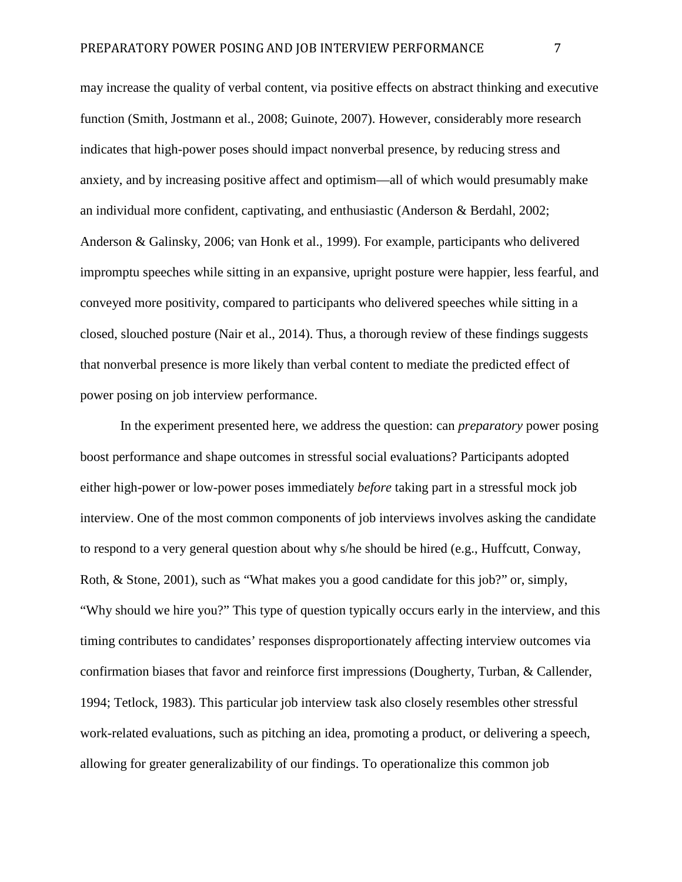may increase the quality of verbal content, via positive effects on abstract thinking and executive function (Smith, Jostmann et al., 2008; Guinote, 2007). However, considerably more research indicates that high-power poses should impact nonverbal presence, by reducing stress and anxiety, and by increasing positive affect and optimism—all of which would presumably make an individual more confident, captivating, and enthusiastic (Anderson & Berdahl, 2002; Anderson & Galinsky, 2006; van Honk et al., 1999). For example, participants who delivered impromptu speeches while sitting in an expansive, upright posture were happier, less fearful, and conveyed more positivity, compared to participants who delivered speeches while sitting in a closed, slouched posture (Nair et al., 2014). Thus, a thorough review of these findings suggests that nonverbal presence is more likely than verbal content to mediate the predicted effect of power posing on job interview performance.

In the experiment presented here, we address the question: can *preparatory* power posing boost performance and shape outcomes in stressful social evaluations? Participants adopted either high-power or low-power poses immediately *before* taking part in a stressful mock job interview. One of the most common components of job interviews involves asking the candidate to respond to a very general question about why s/he should be hired (e.g., Huffcutt, Conway, Roth, & Stone, 2001), such as "What makes you a good candidate for this job?" or, simply, "Why should we hire you?" This type of question typically occurs early in the interview, and this timing contributes to candidates' responses disproportionately affecting interview outcomes via confirmation biases that favor and reinforce first impressions (Dougherty, Turban, & Callender, 1994; Tetlock, 1983). This particular job interview task also closely resembles other stressful work-related evaluations, such as pitching an idea, promoting a product, or delivering a speech, allowing for greater generalizability of our findings. To operationalize this common job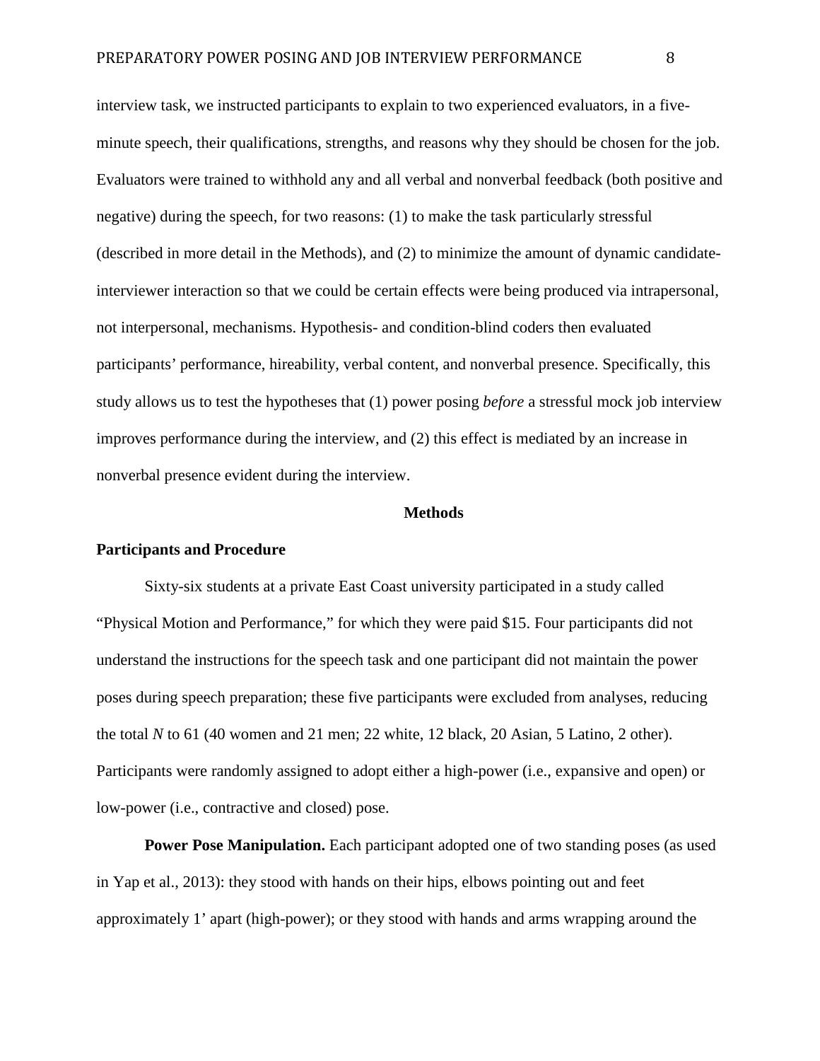interview task, we instructed participants to explain to two experienced evaluators, in a five-minute speech, their qualifications, strengths, and reasons why they should be chosen for the job. Evaluators were trained to withhold any and all verbal and nonverbal feedback (both positive and negative) during the speech, for two reasons: (1) to make the task particularly stressful (described in more detail in the Methods), and (2) to minimize the amount of dynamic candidate-interviewer interaction so that we could be certain effects were being produced via intrapersonal, not interpersonal, mechanisms. Hypothesis- and condition-blind coders then evaluated participants' performance, hireability, verbal content, and nonverbal presence. Specifically, this study allows us to test the hypotheses that (1) power posing *before* a stressful mock job interview improves performance during the interview, and (2) this effect is mediated by an increase in nonverbal presence evident during the interview.

## Methods

### Participants and Procedure

Sixty-six students at a private East Coast university participated in a study called "Physical Motion and Performance," for which they were paid $15. Four participants did not understand the instructions for the speech task and one participant did not maintain the power poses during speech preparation; these five participants were excluded from analyses, reducing the total $N$ to 61 (40 women and 21 men; 22 white, 12 black, 20 Asian, 5 Latino, 2 other). Participants were randomly assigned to adopt either a high-power (i.e., expansive and open) or low-power (i.e., contractive and closed) pose.

**Power Pose Manipulation.** Each participant adopted one of two standing poses (as used in Yap et al., 2013): they stood with hands on their hips, elbows pointing out and feet approximately 1' apart (high-power); or they stood with hands and arms wrapping around the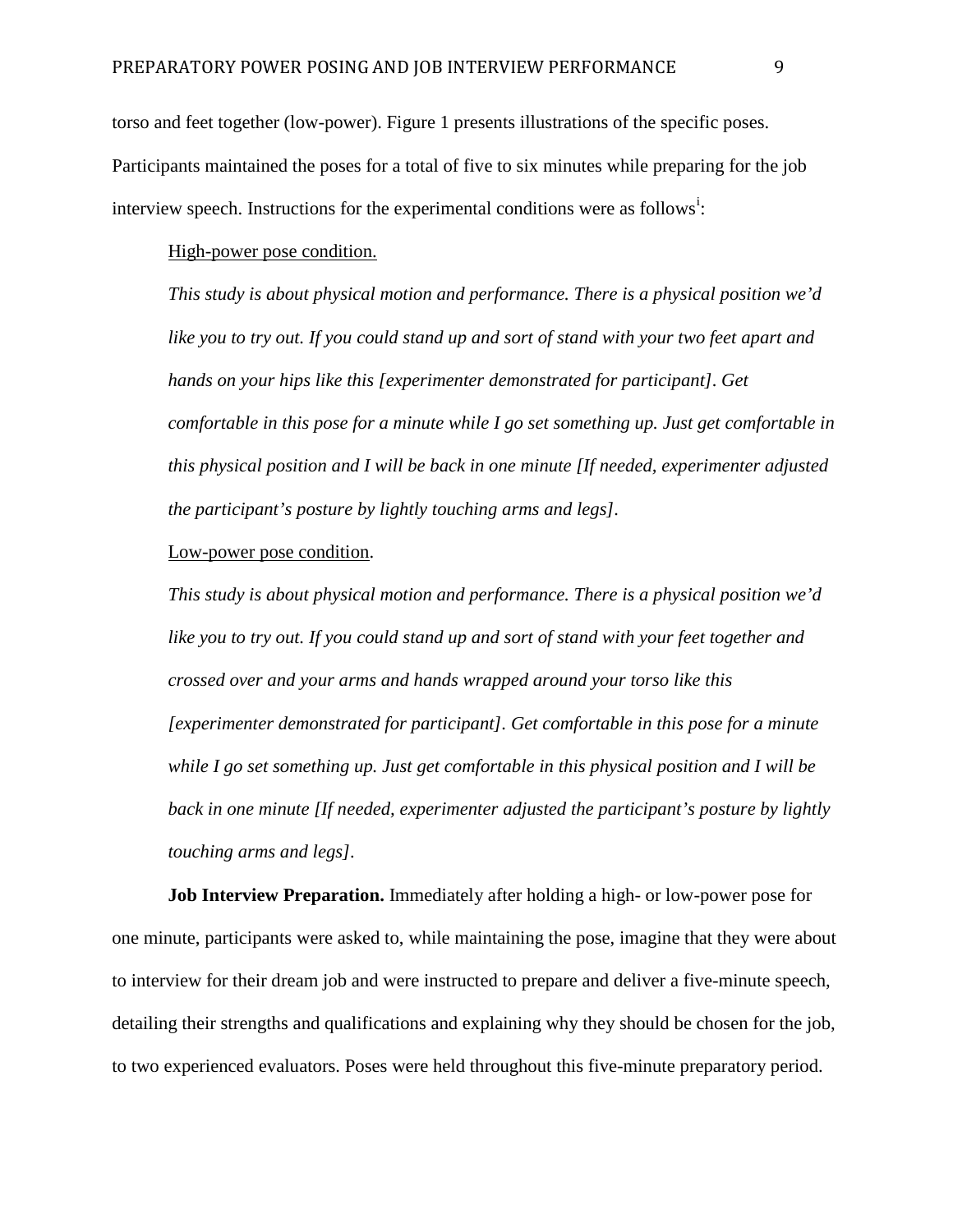torso and feet together (low-power). Figure 1 presents illustrations of the specific poses. Participants maintained the poses for a total of five to six minutes while preparing for the job interview speech. Instructions for the experimental conditions were as follows[i]:

High-power pose condition.

*This study is about physical motion and performance. There is a physical position we'd like you to try out. If you could stand up and sort of stand with your two feet apart and hands on your hips like this [experimenter demonstrated for participant]. Get comfortable in this pose for a minute while I go set something up. Just get comfortable in this physical position and I will be back in one minute [If needed, experimenter adjusted the participant's posture by lightly touching arms and legs].*

Low-power pose condition.

*This study is about physical motion and performance. There is a physical position we'd like you to try out. If you could stand up and sort of stand with your feet together and crossed over and your arms and hands wrapped around your torso like this [experimenter demonstrated for participant]. Get comfortable in this pose for a minute while I go set something up. Just get comfortable in this physical position and I will be back in one minute [If needed, experimenter adjusted the participant's posture by lightly touching arms and legs].*

**Job Interview Preparation.** Immediately after holding a high- or low-power pose for one minute, participants were asked to, while maintaining the pose, imagine that they were about to interview for their dream job and were instructed to prepare and deliver a five-minute speech, detailing their strengths and qualifications and explaining why they should be chosen for the job, to two experienced evaluators. Poses were held throughout this five-minute preparatory period.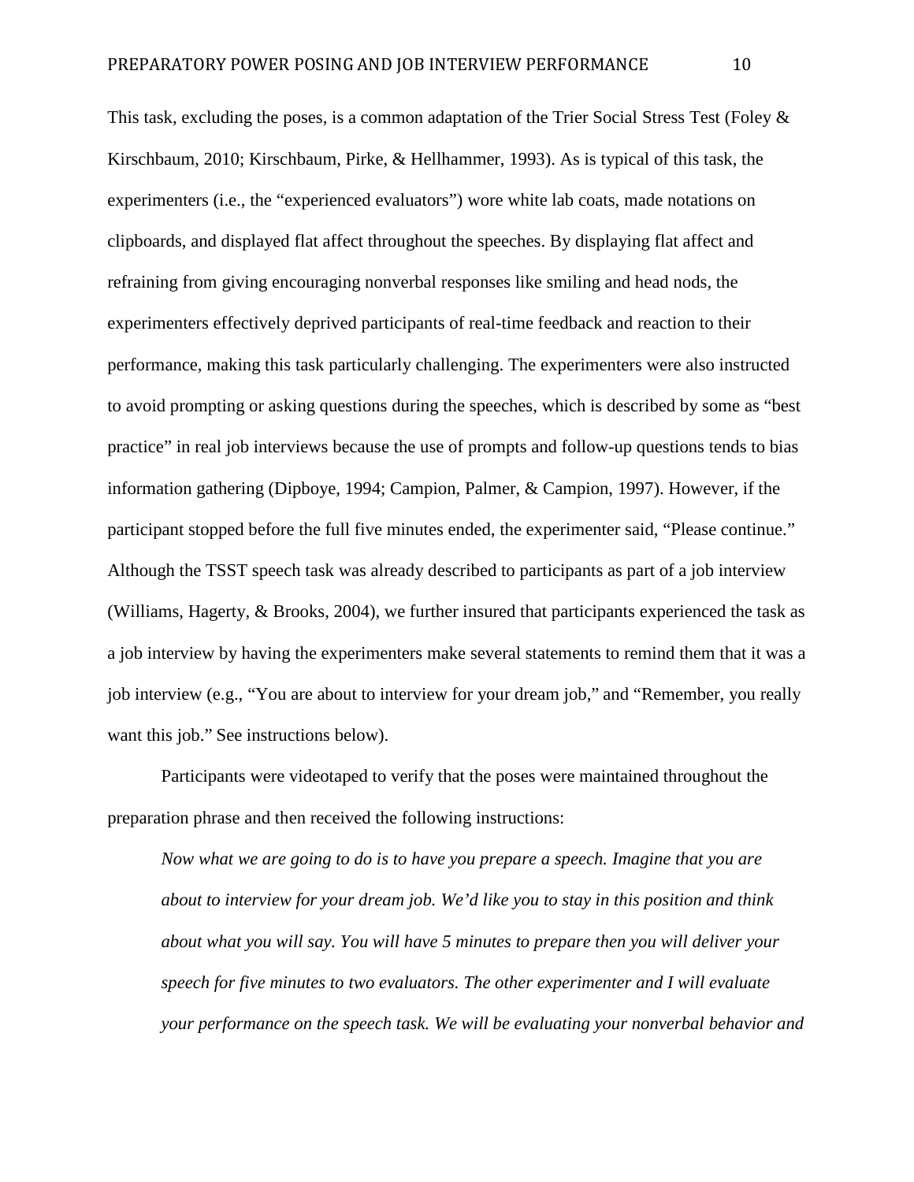This task, excluding the poses, is a common adaptation of the Trier Social Stress Test (Foley & Kirschbaum, 2010; Kirschbaum, Pirke, & Hellhammer, 1993). As is typical of this task, the experimenters (i.e., the "experienced evaluators") wore white lab coats, made notations on clipboards, and displayed flat affect throughout the speeches. By displaying flat affect and refraining from giving encouraging nonverbal responses like smiling and head nods, the experimenters effectively deprived participants of real-time feedback and reaction to their performance, making this task particularly challenging. The experimenters were also instructed to avoid prompting or asking questions during the speeches, which is described by some as "best practice" in real job interviews because the use of prompts and follow-up questions tends to bias information gathering (Dipboye, 1994; Campion, Palmer, & Campion, 1997). However, if the participant stopped before the full five minutes ended, the experimenter said, "Please continue." Although the TSST speech task was already described to participants as part of a job interview (Williams, Hagerty, & Brooks, 2004), we further insured that participants experienced the task as a job interview by having the experimenters make several statements to remind them that it was a job interview (e.g., "You are about to interview for your dream job," and "Remember, you really want this job." See instructions below).

Participants were videotaped to verify that the poses were maintained throughout the preparation phrase and then received the following instructions:

> *Now what we are going to do is to have you prepare a speech. Imagine that you are about to interview for your dream job. We'd like you to stay in this position and think about what you will say. You will have 5 minutes to prepare then you will deliver your speech for five minutes to two evaluators. The other experimenter and I will evaluate your performance on the speech task. We will be evaluating your nonverbal behavior and*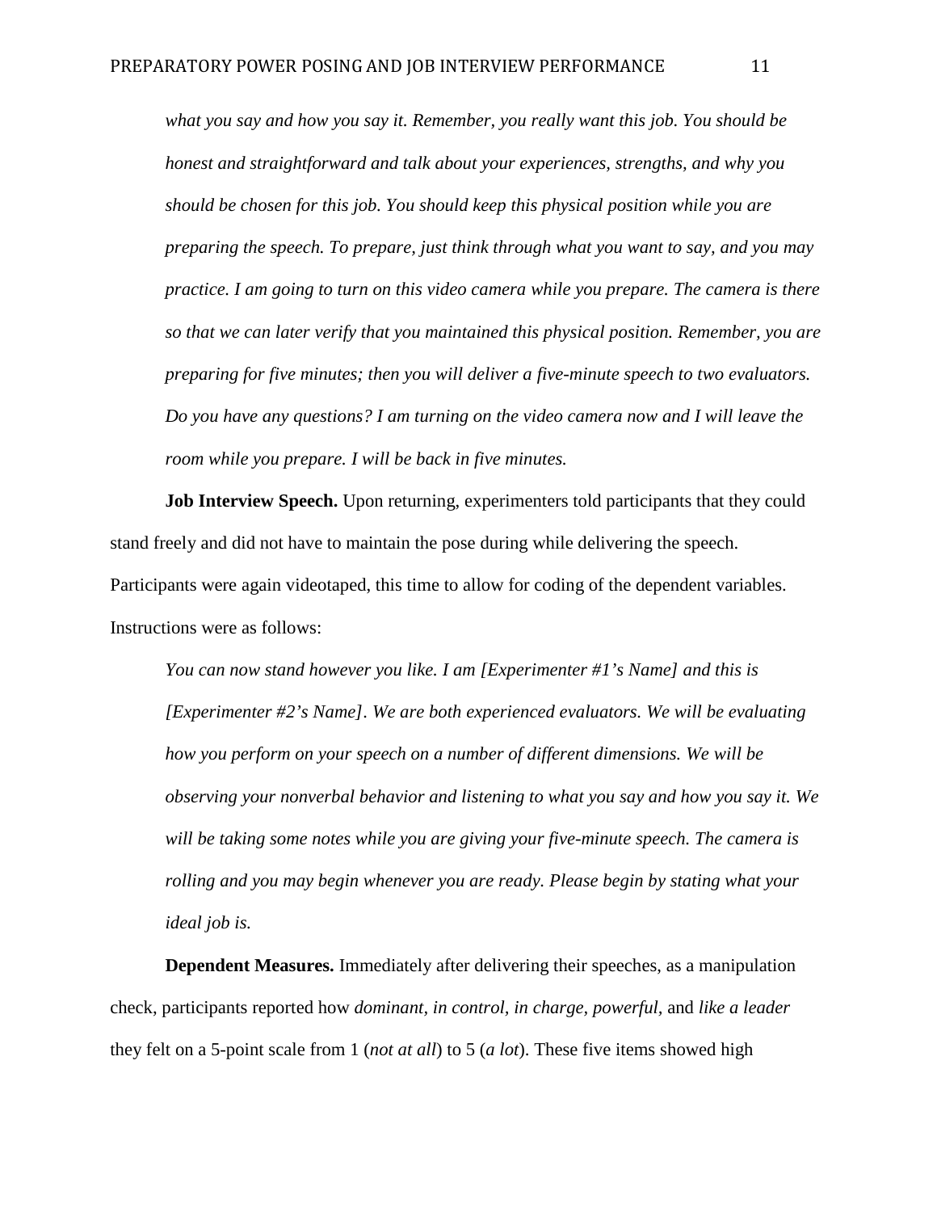*what you say and how you say it. Remember, you really want this job. You should be honest and straightforward and talk about your experiences, strengths, and why you should be chosen for this job. You should keep this physical position while you are preparing the speech. To prepare, just think through what you want to say, and you may practice. I am going to turn on this video camera while you prepare. The camera is there so that we can later verify that you maintained this physical position. Remember, you are preparing for five minutes; then you will deliver a five-minute speech to two evaluators. Do you have any questions? I am turning on the video camera now and I will leave the room while you prepare. I will be back in five minutes.*

**Job Interview Speech.** Upon returning, experimenters told participants that they could stand freely and did not have to maintain the pose during while delivering the speech. Participants were again videotaped, this time to allow for coding of the dependent variables. Instructions were as follows:

*You can now stand however you like. I am [Experimenter #1's Name] and this is [Experimenter #2's Name]. We are both experienced evaluators. We will be evaluating how you perform on your speech on a number of different dimensions. We will be observing your nonverbal behavior and listening to what you say and how you say it. We will be taking some notes while you are giving your five-minute speech. The camera is rolling and you may begin whenever you are ready. Please begin by stating what your ideal job is.*

**Dependent Measures.** Immediately after delivering their speeches, as a manipulation check, participants reported how *dominant*, *in control*, *in charge*, *powerful*, and *like a leader* they felt on a 5-point scale from 1 (*not at all*) to 5 (*a lot*). These five items showed high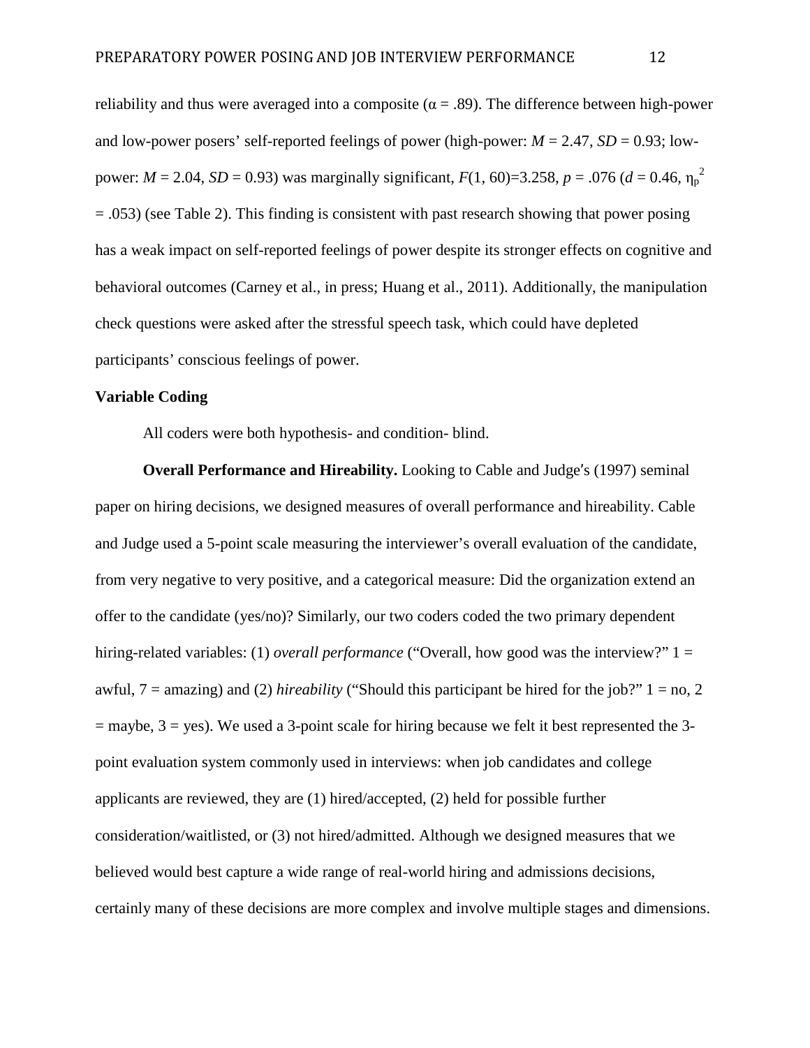reliability and thus were averaged into a composite ($\alpha$ = .89). The difference between high-power and low-power posers' self-reported feelings of power (high-power: $M$ = 2.47, $SD$ = 0.93; low-power: $M$ = 2.04, $SD$ = 0.93) was marginally significant, $F(1, 60)$=3.258, $p$ = .076 ($d$ = 0.46, $\eta_p^2$ = .053) (see Table 2). This finding is consistent with past research showing that power posing has a weak impact on self-reported feelings of power despite its stronger effects on cognitive and behavioral outcomes (Carney et al., in press; Huang et al., 2011). Additionally, the manipulation check questions were asked after the stressful speech task, which could have depleted participants' conscious feelings of power.

### Variable Coding

All coders were both hypothesis- and condition- blind.

**Overall Performance and Hireability.** Looking to Cable and Judge's (1997) seminal paper on hiring decisions, we designed measures of overall performance and hireability. Cable and Judge used a 5-point scale measuring the interviewer's overall evaluation of the candidate, from very negative to very positive, and a categorical measure: Did the organization extend an offer to the candidate (yes/no)? Similarly, our two coders coded the two primary dependent hiring-related variables: (1) *overall performance* ("Overall, how good was the interview?" 1 = awful, 7 = amazing) and (2) *hireability* ("Should this participant be hired for the job?" 1 = no, 2 = maybe, 3 = yes). We used a 3-point scale for hiring because we felt it best represented the 3-point evaluation system commonly used in interviews: when job candidates and college applicants are reviewed, they are (1) hired/accepted, (2) held for possible further consideration/waitlisted, or (3) not hired/admitted. Although we designed measures that we believed would best capture a wide range of real-world hiring and admissions decisions, certainly many of these decisions are more complex and involve multiple stages and dimensions.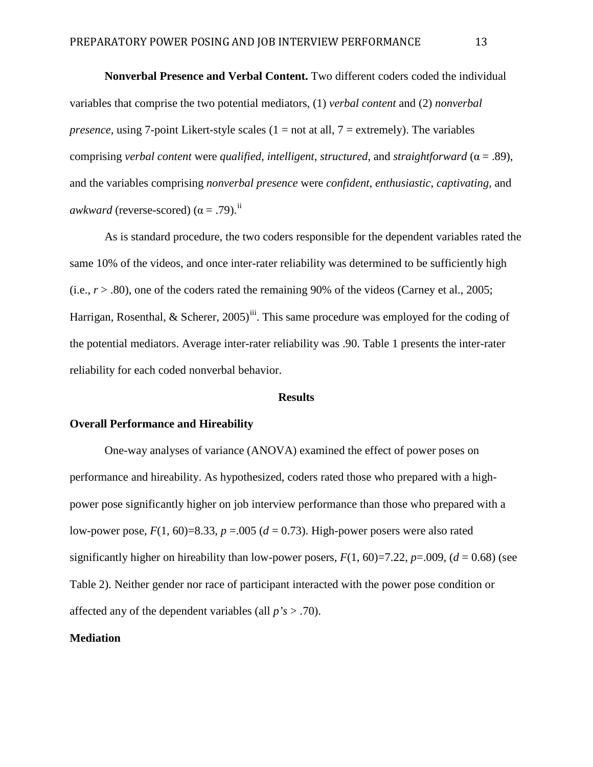**Nonverbal Presence and Verbal Content.** Two different coders coded the individual variables that comprise the two potential mediators, (1) *verbal content* and (2) *nonverbal presence*, using 7-point Likert-style scales (1 = not at all, 7 = extremely). The variables comprising *verbal content* were *qualified*, *intelligent*, *structured*, and *straightforward* ($\alpha = .89$), and the variables comprising *nonverbal presence* were *confident*, *enthusiastic*, *captivating*, and *awkward* (reverse-scored) ($\alpha = .79$).[ii]

As is standard procedure, the two coders responsible for the dependent variables rated the same 10% of the videos, and once inter-rater reliability was determined to be sufficiently high (i.e., $r > .80$), one of the coders rated the remaining 90% of the videos (Carney et al., 2005; Harrigan, Rosenthal, & Scherer, 2005)[iii]. This same procedure was employed for the coding of the potential mediators. Average inter-rater reliability was .90. Table 1 presents the inter-rater reliability for each coded nonverbal behavior.

## Results

### Overall Performance and Hireability

One-way analyses of variance (ANOVA) examined the effect of power poses on performance and hireability. As hypothesized, coders rated those who prepared with a high-power pose significantly higher on job interview performance than those who prepared with a low-power pose, $F(1, 60)=8.33$, $p=.005$ ($d = 0.73$). High-power posers were also rated significantly higher on hireability than low-power posers, $F(1, 60)=7.22$, $p=.009$, ($d = 0.68$) (see Table 2). Neither gender nor race of participant interacted with the power pose condition or affected any of the dependent variables (all *p's* > .70).

### Mediation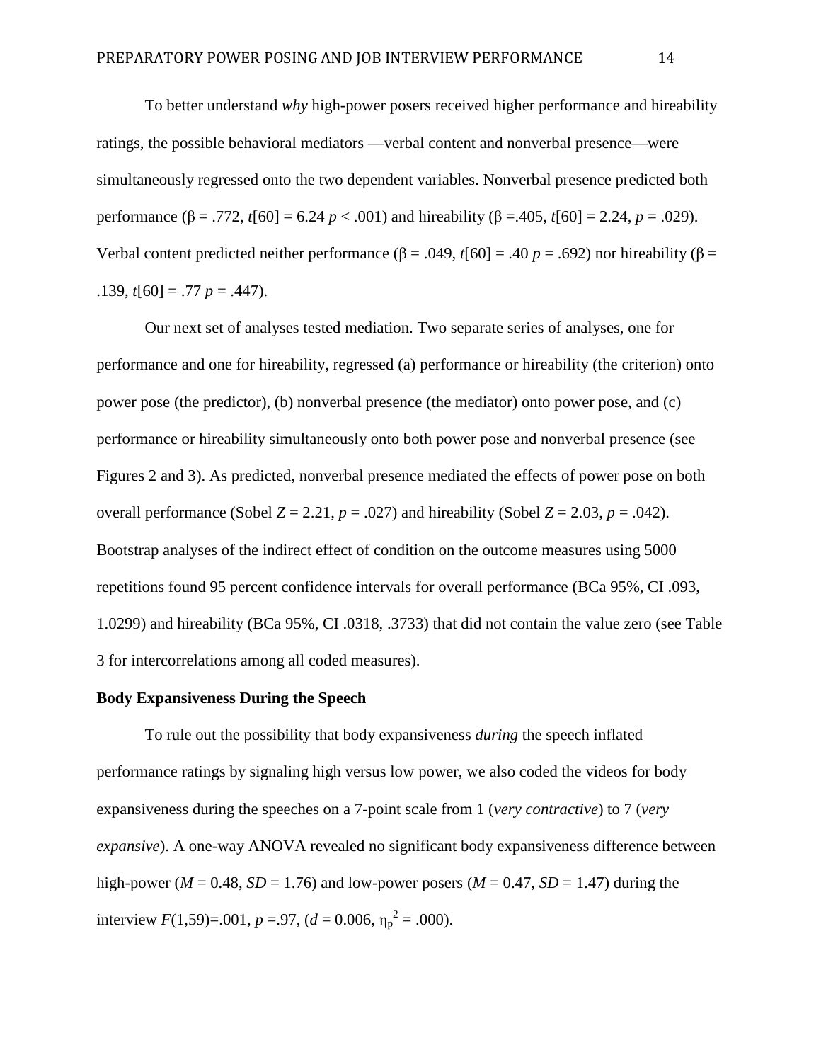To better understand *why* high-power posers received higher performance and hireability ratings, the possible behavioral mediators —verbal content and nonverbal presence—were simultaneously regressed onto the two dependent variables. Nonverbal presence predicted both performance ($\beta$ = .772, $t$[60] = 6.24 $p$ < .001) and hireability ($\beta$ =.405, $t$[60] = 2.24, $p$ = .029). Verbal content predicted neither performance ($\beta$ = .049, $t$[60] = .40 $p$ = .692) nor hireability ($\beta$ = .139, $t$[60] = .77 $p$ = .447).

Our next set of analyses tested mediation. Two separate series of analyses, one for performance and one for hireability, regressed (a) performance or hireability (the criterion) onto power pose (the predictor), (b) nonverbal presence (the mediator) onto power pose, and (c) performance or hireability simultaneously onto both power pose and nonverbal presence (see Figures 2 and 3). As predicted, nonverbal presence mediated the effects of power pose on both overall performance (Sobel $Z$ = 2.21, $p$ = .027) and hireability (Sobel $Z$ = 2.03, $p$ = .042). Bootstrap analyses of the indirect effect of condition on the outcome measures using 5000 repetitions found 95 percent confidence intervals for overall performance (BCa 95%, CI .093, 1.0299) and hireability (BCa 95%, CI .0318, .3733) that did not contain the value zero (see Table 3 for intercorrelations among all coded measures).

**Body Expansiveness During the Speech**

To rule out the possibility that body expansiveness *during* the speech inflated performance ratings by signaling high versus low power, we also coded the videos for body expansiveness during the speeches on a 7-point scale from 1 (*very contractive*) to 7 (*very expansive*). A one-way ANOVA revealed no significant body expansiveness difference between high-power ($M$ = 0.48, $SD$ = 1.76) and low-power posers ($M$ = 0.47, $SD$ = 1.47) during the interview $F$(1,59)=.001, $p$ =.97, ($d$ = 0.006, $\eta_p^2$ = .000).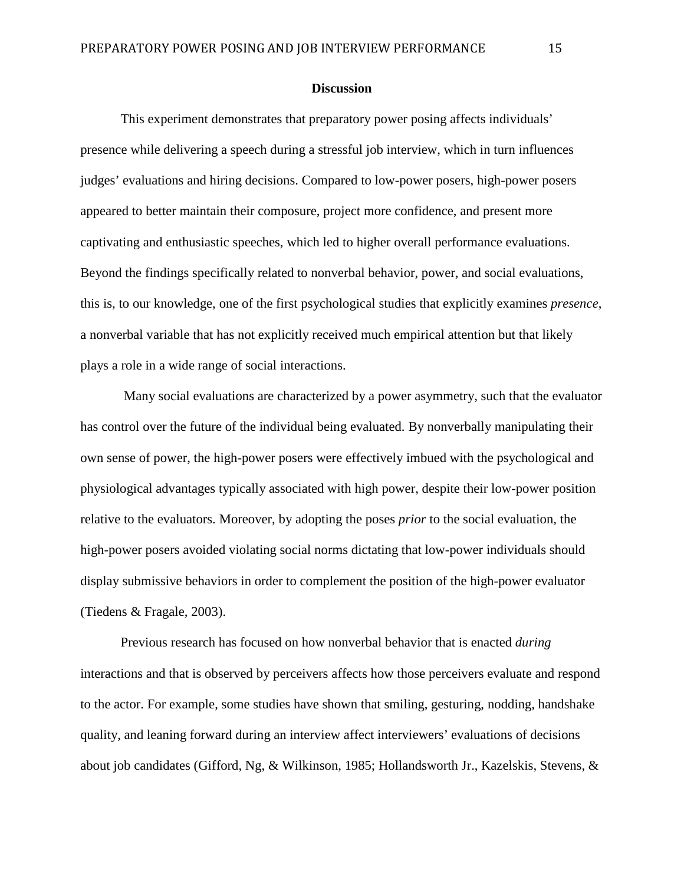## Discussion

This experiment demonstrates that preparatory power posing affects individuals' presence while delivering a speech during a stressful job interview, which in turn influences judges' evaluations and hiring decisions. Compared to low-power posers, high-power posers appeared to better maintain their composure, project more confidence, and present more captivating and enthusiastic speeches, which led to higher overall performance evaluations. Beyond the findings specifically related to nonverbal behavior, power, and social evaluations, this is, to our knowledge, one of the first psychological studies that explicitly examines *presence*, a nonverbal variable that has not explicitly received much empirical attention but that likely plays a role in a wide range of social interactions.

Many social evaluations are characterized by a power asymmetry, such that the evaluator has control over the future of the individual being evaluated. By nonverbally manipulating their own sense of power, the high-power posers were effectively imbued with the psychological and physiological advantages typically associated with high power, despite their low-power position relative to the evaluators. Moreover, by adopting the poses *prior* to the social evaluation, the high-power posers avoided violating social norms dictating that low-power individuals should display submissive behaviors in order to complement the position of the high-power evaluator (Tiedens & Fragale, 2003).

Previous research has focused on how nonverbal behavior that is enacted *during* interactions and that is observed by perceivers affects how those perceivers evaluate and respond to the actor. For example, some studies have shown that smiling, gesturing, nodding, handshake quality, and leaning forward during an interview affect interviewers' evaluations of decisions about job candidates (Gifford, Ng, & Wilkinson, 1985; Hollandsworth Jr., Kazelskis, Stevens, &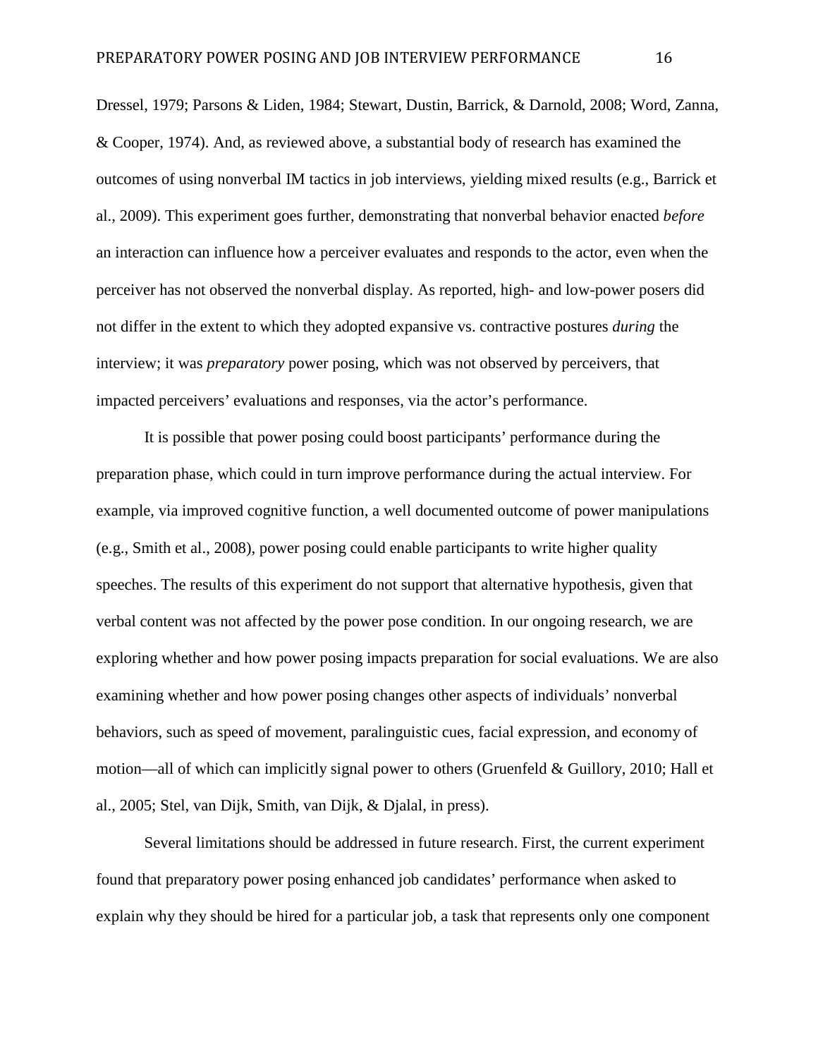Dressel, 1979; Parsons & Liden, 1984; Stewart, Dustin, Barrick, & Darnold, 2008; Word, Zanna, & Cooper, 1974). And, as reviewed above, a substantial body of research has examined the outcomes of using nonverbal IM tactics in job interviews, yielding mixed results (e.g., Barrick et al., 2009). This experiment goes further, demonstrating that nonverbal behavior enacted *before* an interaction can influence how a perceiver evaluates and responds to the actor, even when the perceiver has not observed the nonverbal display. As reported, high- and low-power posers did not differ in the extent to which they adopted expansive vs. contractive postures *during* the interview; it was *preparatory* power posing, which was not observed by perceivers, that impacted perceivers' evaluations and responses, via the actor's performance.

It is possible that power posing could boost participants' performance during the preparation phase, which could in turn improve performance during the actual interview. For example, via improved cognitive function, a well documented outcome of power manipulations (e.g., Smith et al., 2008), power posing could enable participants to write higher quality speeches. The results of this experiment do not support that alternative hypothesis, given that verbal content was not affected by the power pose condition. In our ongoing research, we are exploring whether and how power posing impacts preparation for social evaluations. We are also examining whether and how power posing changes other aspects of individuals' nonverbal behaviors, such as speed of movement, paralinguistic cues, facial expression, and economy of motion—all of which can implicitly signal power to others (Gruenfeld & Guillory, 2010; Hall et al., 2005; Stel, van Dijk, Smith, van Dijk, & Djalal, in press).

Several limitations should be addressed in future research. First, the current experiment found that preparatory power posing enhanced job candidates' performance when asked to explain why they should be hired for a particular job, a task that represents only one component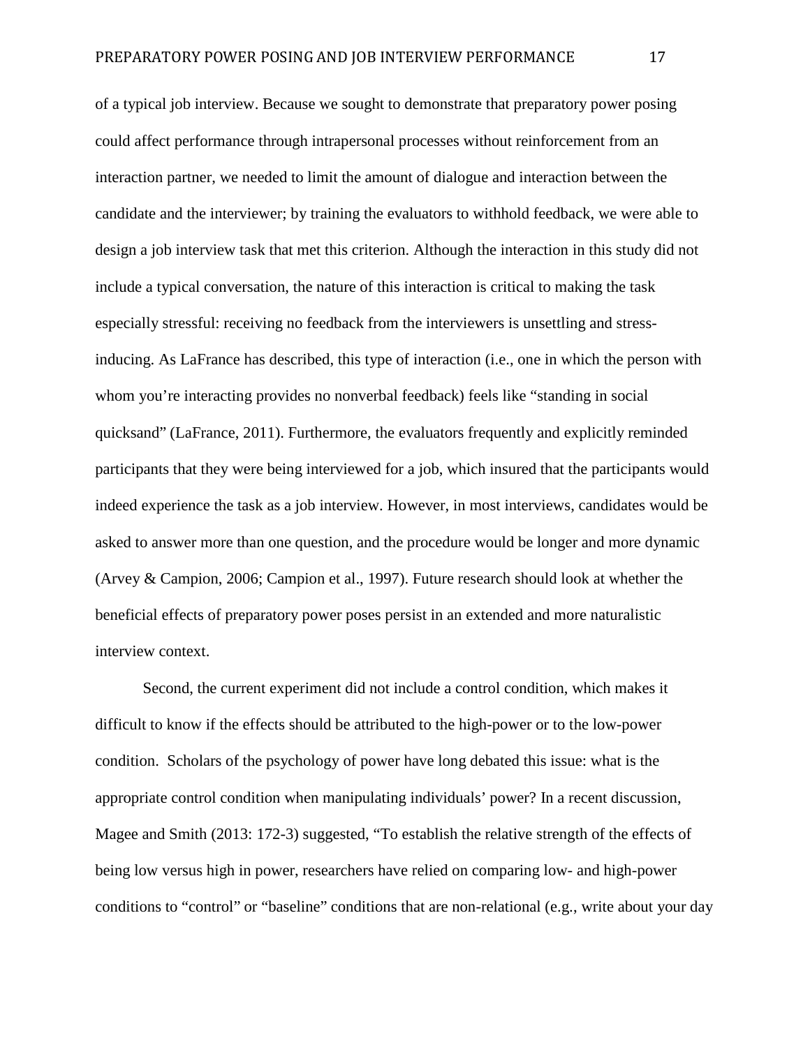of a typical job interview. Because we sought to demonstrate that preparatory power posing could affect performance through intrapersonal processes without reinforcement from an interaction partner, we needed to limit the amount of dialogue and interaction between the candidate and the interviewer; by training the evaluators to withhold feedback, we were able to design a job interview task that met this criterion. Although the interaction in this study did not include a typical conversation, the nature of this interaction is critical to making the task especially stressful: receiving no feedback from the interviewers is unsettling and stress-inducing. As LaFrance has described, this type of interaction (i.e., one in which the person with whom you're interacting provides no nonverbal feedback) feels like "standing in social quicksand" (LaFrance, 2011). Furthermore, the evaluators frequently and explicitly reminded participants that they were being interviewed for a job, which insured that the participants would indeed experience the task as a job interview. However, in most interviews, candidates would be asked to answer more than one question, and the procedure would be longer and more dynamic (Arvey & Campion, 2006; Campion et al., 1997). Future research should look at whether the beneficial effects of preparatory power poses persist in an extended and more naturalistic interview context.

Second, the current experiment did not include a control condition, which makes it difficult to know if the effects should be attributed to the high-power or to the low-power condition. Scholars of the psychology of power have long debated this issue: what is the appropriate control condition when manipulating individuals' power? In a recent discussion, Magee and Smith (2013: 172-3) suggested, "To establish the relative strength of the effects of being low versus high in power, researchers have relied on comparing low- and high-power conditions to "control" or "baseline" conditions that are non-relational (e.g., write about your day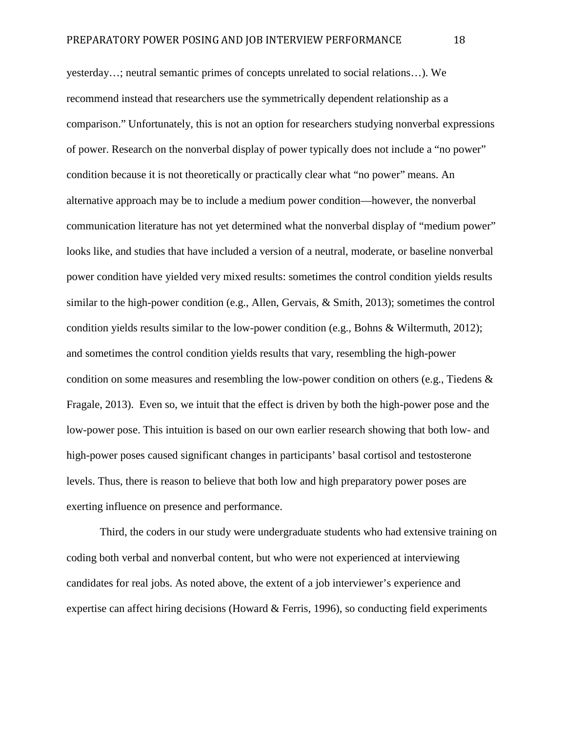yesterday…; neutral semantic primes of concepts unrelated to social relations…). We recommend instead that researchers use the symmetrically dependent relationship as a comparison." Unfortunately, this is not an option for researchers studying nonverbal expressions of power. Research on the nonverbal display of power typically does not include a "no power" condition because it is not theoretically or practically clear what "no power" means. An alternative approach may be to include a medium power condition—however, the nonverbal communication literature has not yet determined what the nonverbal display of "medium power" looks like, and studies that have included a version of a neutral, moderate, or baseline nonverbal power condition have yielded very mixed results: sometimes the control condition yields results similar to the high-power condition (e.g., Allen, Gervais, & Smith, 2013); sometimes the control condition yields results similar to the low-power condition (e.g., Bohns & Wiltermuth, 2012); and sometimes the control condition yields results that vary, resembling the high-power condition on some measures and resembling the low-power condition on others (e.g., Tiedens & Fragale, 2013). Even so, we intuit that the effect is driven by both the high-power pose and the low-power pose. This intuition is based on our own earlier research showing that both low- and high-power poses caused significant changes in participants' basal cortisol and testosterone levels. Thus, there is reason to believe that both low and high preparatory power poses are exerting influence on presence and performance.

Third, the coders in our study were undergraduate students who had extensive training on coding both verbal and nonverbal content, but who were not experienced at interviewing candidates for real jobs. As noted above, the extent of a job interviewer's experience and expertise can affect hiring decisions (Howard & Ferris, 1996), so conducting field experiments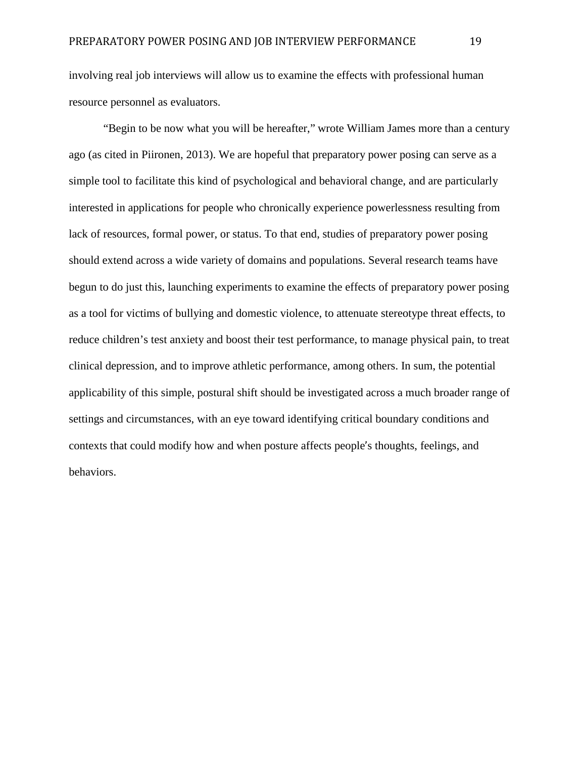involving real job interviews will allow us to examine the effects with professional human resource personnel as evaluators.

"Begin to be now what you will be hereafter," wrote William James more than a century ago (as cited in Piironen, 2013). We are hopeful that preparatory power posing can serve as a simple tool to facilitate this kind of psychological and behavioral change, and are particularly interested in applications for people who chronically experience powerlessness resulting from lack of resources, formal power, or status. To that end, studies of preparatory power posing should extend across a wide variety of domains and populations. Several research teams have begun to do just this, launching experiments to examine the effects of preparatory power posing as a tool for victims of bullying and domestic violence, to attenuate stereotype threat effects, to reduce children's test anxiety and boost their test performance, to manage physical pain, to treat clinical depression, and to improve athletic performance, among others. In sum, the potential applicability of this simple, postural shift should be investigated across a much broader range of settings and circumstances, with an eye toward identifying critical boundary conditions and contexts that could modify how and when posture affects people's thoughts, feelings, and behaviors.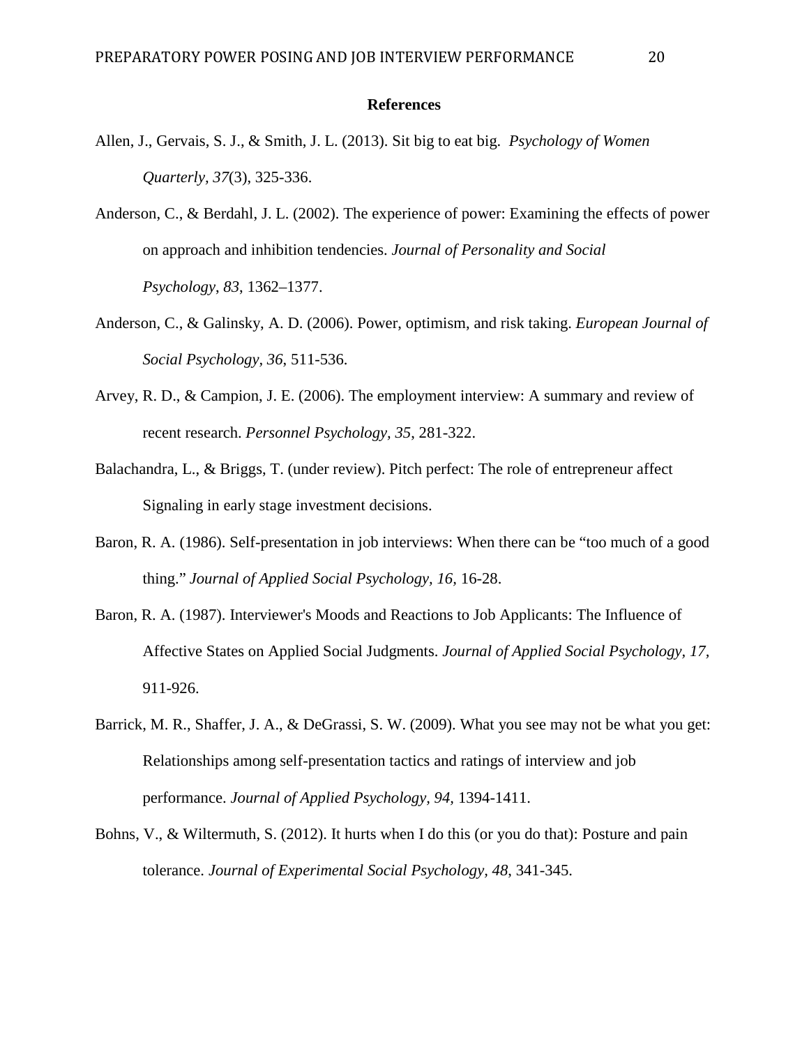# References

Allen, J., Gervais, S. J., & Smith, J. L. (2013). Sit big to eat big. *Psychology of Women Quarterly, 37*(3), 325-336.

Anderson, C., & Berdahl, J. L. (2002). The experience of power: Examining the effects of power on approach and inhibition tendencies. *Journal of Personality and Social Psychology*, *83*, 1362–1377.

Anderson, C., & Galinsky, A. D. (2006). Power, optimism, and risk taking. *European Journal of Social Psychology, 36*, 511-536.

Arvey, R. D., & Campion, J. E. (2006). The employment interview: A summary and review of recent research. *Personnel Psychology, 35*, 281-322.

Balachandra, L., & Briggs, T. (under review). Pitch perfect: The role of entrepreneur affect Signaling in early stage investment decisions.

Baron, R. A. (1986). Self-presentation in job interviews: When there can be "too much of a good thing." *Journal of Applied Social Psychology, 16,* 16-28.

Baron, R. A. (1987). Interviewer's Moods and Reactions to Job Applicants: The Influence of Affective States on Applied Social Judgments. *Journal of Applied Social Psychology, 17,* 911-926.

Barrick, M. R., Shaffer, J. A., & DeGrassi, S. W. (2009). What you see may not be what you get: Relationships among self-presentation tactics and ratings of interview and job performance. *Journal of Applied Psychology, 94,* 1394-1411.

Bohns, V., & Wiltermuth, S. (2012). It hurts when I do this (or you do that): Posture and pain tolerance. *Journal of Experimental Social Psychology, 48*, 341-345.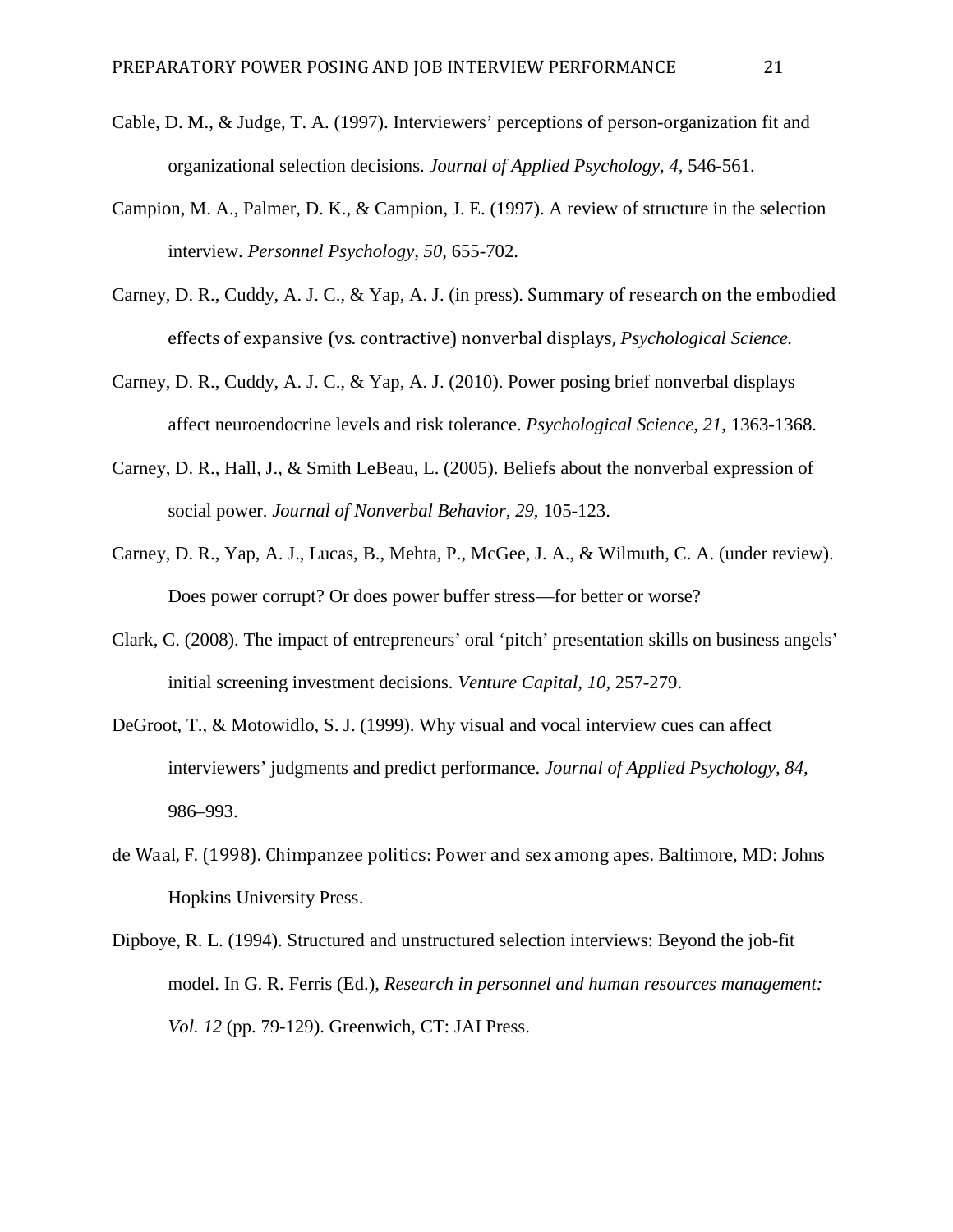Cable, D. M., & Judge, T. A. (1997). Interviewers' perceptions of person-organization fit and organizational selection decisions. *Journal of Applied Psychology, 4,* 546-561.

Campion, M. A., Palmer, D. K., & Campion, J. E. (1997). A review of structure in the selection interview. *Personnel Psychology, 50,* 655-702.

Carney, D. R., Cuddy, A. J. C., & Yap, A. J. (in press). Summary of research on the embodied effects of expansive (vs. contractive) nonverbal displays*, Psychological Science.*

Carney, D. R., Cuddy, A. J. C., & Yap, A. J. (2010). Power posing brief nonverbal displays affect neuroendocrine levels and risk tolerance. *Psychological Science, 21*, 1363-1368.

Carney, D. R., Hall, J., & Smith LeBeau, L. (2005). Beliefs about the nonverbal expression of social power. *Journal of Nonverbal Behavior, 29*, 105-123.

Carney, D. R., Yap, A. J., Lucas, B., Mehta, P., McGee, J. A., & Wilmuth, C. A. (under review). Does power corrupt? Or does power buffer stress—for better or worse?

Clark, C. (2008). The impact of entrepreneurs' oral 'pitch' presentation skills on business angels' initial screening investment decisions. *Venture Capital, 10,* 257-279.

DeGroot, T., & Motowidlo, S. J. (1999). Why visual and vocal interview cues can affect interviewers' judgments and predict performance. *Journal of Applied Psychology, 84,* 986–993.

de Waal, F. (1998). Chimpanzee politics: Power and sex among apes. Baltimore, MD: Johns Hopkins University Press.

Dipboye, R. L. (1994). Structured and unstructured selection interviews: Beyond the job-fit model. In G. R. Ferris (Ed.), *Research in personnel and human resources management: Vol. 12* (pp. 79-129). Greenwich, CT: JAI Press.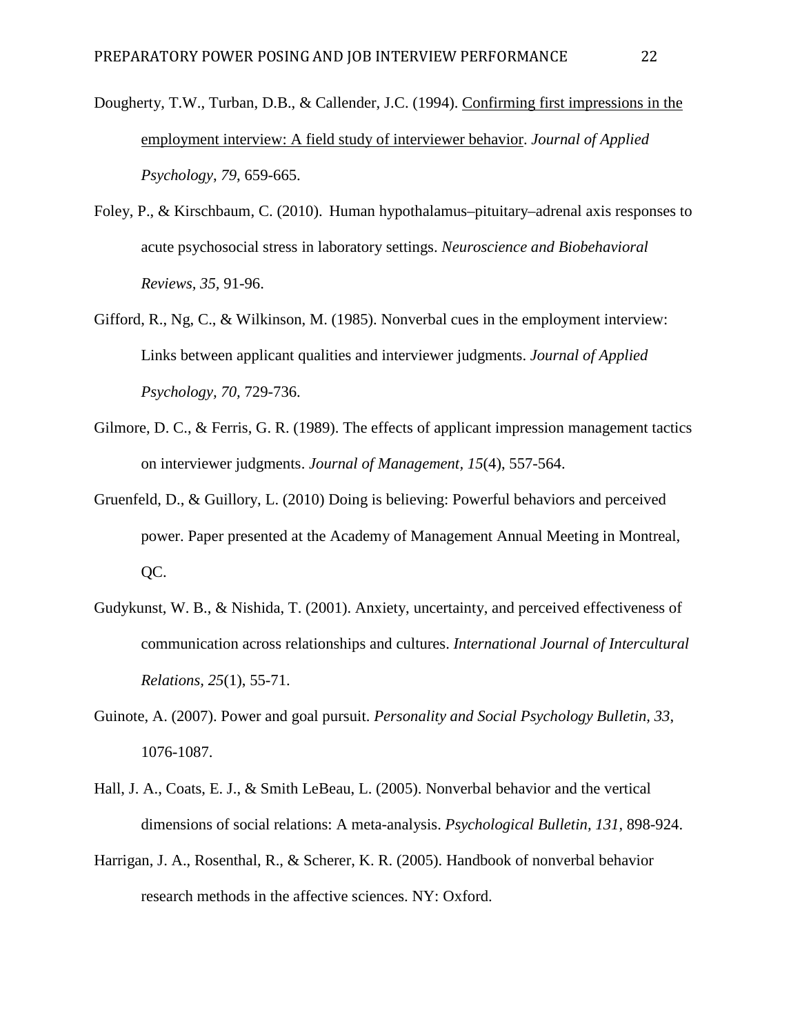Dougherty, T.W., Turban, D.B., & Callender, J.C. (1994). Confirming first impressions in the employment interview: A field study of interviewer behavior. *Journal of Applied Psychology*, *79*, 659-665.

Foley, P., & Kirschbaum, C. (2010). Human hypothalamus–pituitary–adrenal axis responses to acute psychosocial stress in laboratory settings. *Neuroscience and Biobehavioral Reviews, 35*, 91-96.

Gifford, R., Ng, C., & Wilkinson, M. (1985). Nonverbal cues in the employment interview: Links between applicant qualities and interviewer judgments. *Journal of Applied Psychology, 70,* 729-736.

Gilmore, D. C., & Ferris, G. R. (1989). The effects of applicant impression management tactics on interviewer judgments. *Journal of Management, 15*(4), 557-564.

Gruenfeld, D., & Guillory, L. (2010) Doing is believing: Powerful behaviors and perceived power. Paper presented at the Academy of Management Annual Meeting in Montreal, QC.

Gudykunst, W. B., & Nishida, T. (2001). Anxiety, uncertainty, and perceived effectiveness of communication across relationships and cultures. *International Journal of Intercultural Relations, 25*(1), 55-71.

Guinote, A. (2007). Power and goal pursuit. *Personality and Social Psychology Bulletin, 33*, 1076-1087.

Hall, J. A., Coats, E. J., & Smith LeBeau, L. (2005). Nonverbal behavior and the vertical dimensions of social relations: A meta-analysis. *Psychological Bulletin, 131*, 898-924.

Harrigan, J. A., Rosenthal, R., & Scherer, K. R. (2005). Handbook of nonverbal behavior research methods in the affective sciences. NY: Oxford.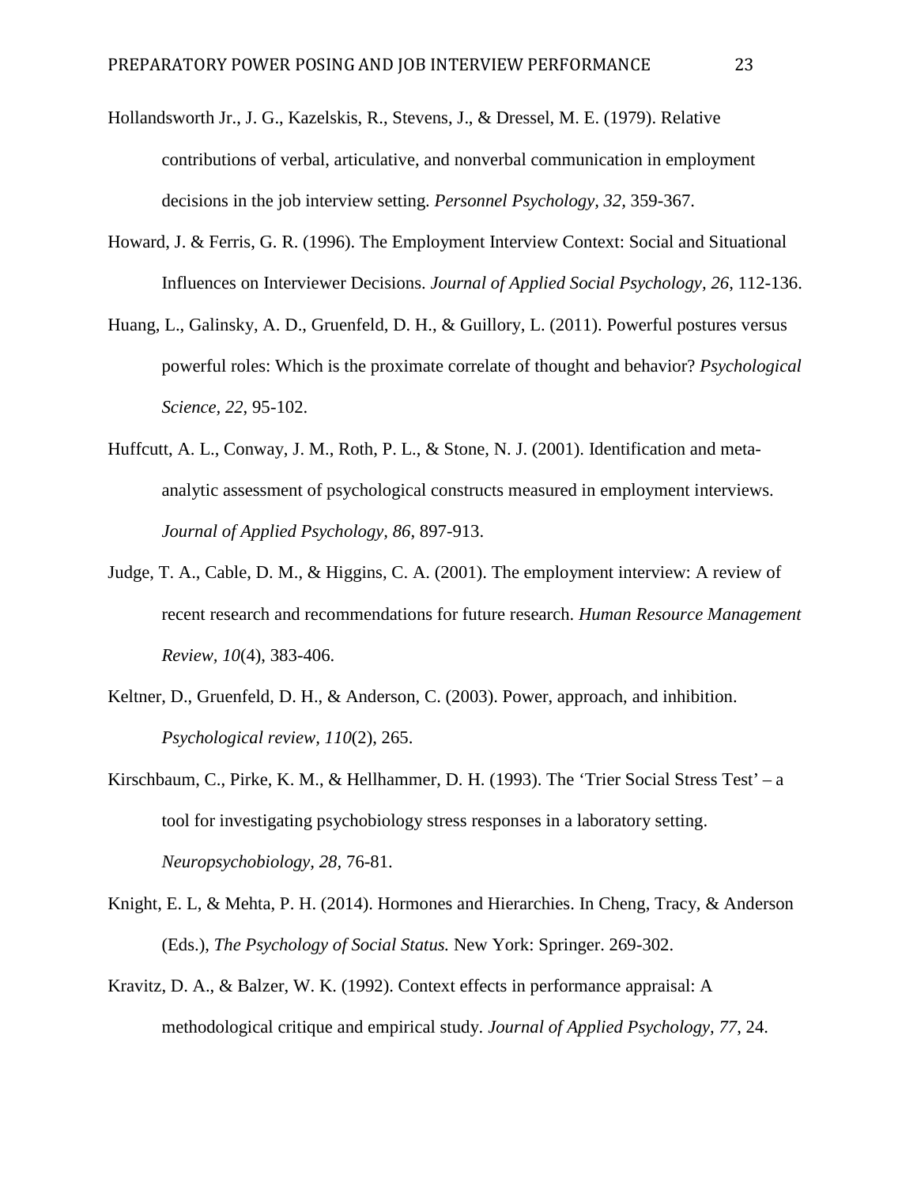Hollandsworth Jr., J. G., Kazelskis, R., Stevens, J., & Dressel, M. E. (1979). Relative contributions of verbal, articulative, and nonverbal communication in employment decisions in the job interview setting. *Personnel Psychology, 32*, 359-367.

Howard, J. & Ferris, G. R. (1996). The Employment Interview Context: Social and Situational Influences on Interviewer Decisions. *Journal of Applied Social Psychology, 26*, 112-136.

Huang, L., Galinsky, A. D., Gruenfeld, D. H., & Guillory, L. (2011). Powerful postures versus powerful roles: Which is the proximate correlate of thought and behavior? *Psychological Science, 22*, 95-102.

Huffcutt, A. L., Conway, J. M., Roth, P. L., & Stone, N. J. (2001). Identification and meta-analytic assessment of psychological constructs measured in employment interviews. *Journal of Applied Psychology, 86*, 897-913.

Judge, T. A., Cable, D. M., & Higgins, C. A. (2001). The employment interview: A review of recent research and recommendations for future research. *Human Resource Management Review*, *10*(4), 383-406.

Keltner, D., Gruenfeld, D. H., & Anderson, C. (2003). Power, approach, and inhibition. *Psychological review*, *110*(2), 265.

Kirschbaum, C., Pirke, K. M., & Hellhammer, D. H. (1993). The 'Trier Social Stress Test' – a tool for investigating psychobiology stress responses in a laboratory setting. *Neuropsychobiology, 28*, 76-81.

Knight, E. L, & Mehta, P. H. (2014). Hormones and Hierarchies. In Cheng, Tracy, & Anderson (Eds.), *The Psychology of Social Status.* New York: Springer. 269-302.

Kravitz, D. A., & Balzer, W. K. (1992). Context effects in performance appraisal: A methodological critique and empirical study. *Journal of Applied Psychology*, *77*, 24.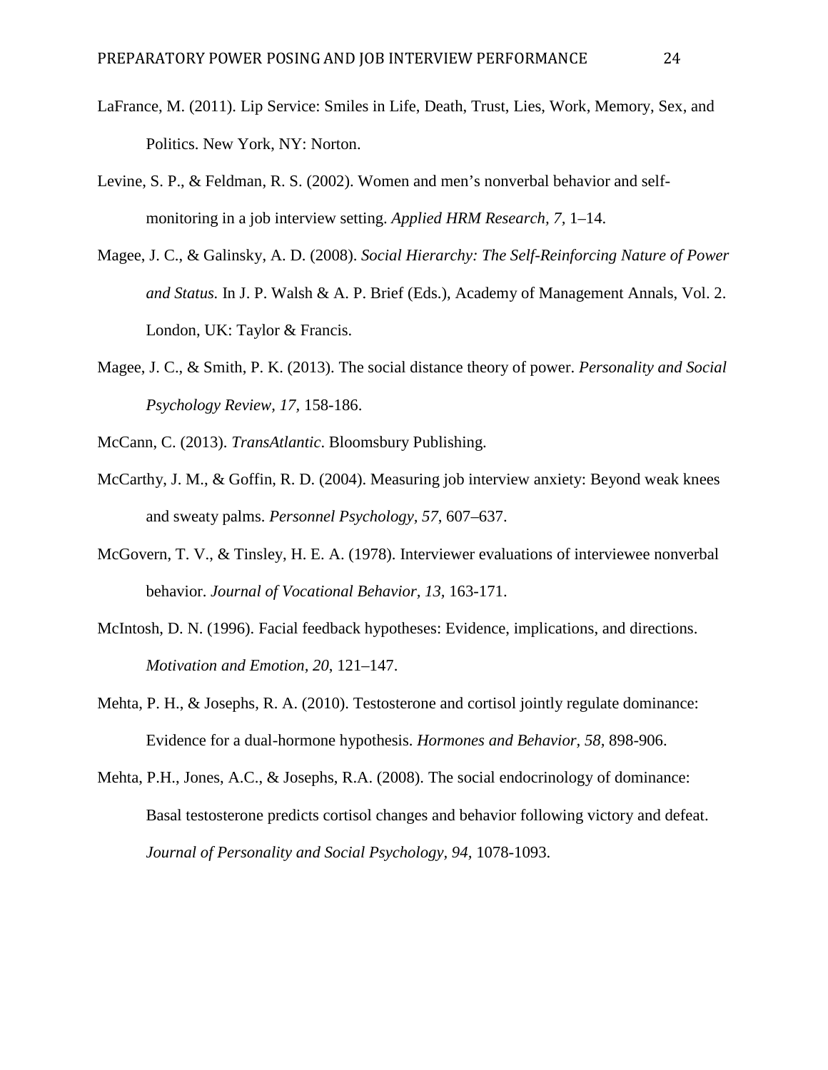LaFrance, M. (2011). Lip Service: Smiles in Life, Death, Trust, Lies, Work, Memory, Sex, and Politics. New York, NY: Norton.

Levine, S. P., & Feldman, R. S. (2002). Women and men's nonverbal behavior and self-monitoring in a job interview setting. *Applied HRM Research, 7,* 1–14.

Magee, J. C., & Galinsky, A. D. (2008). *Social Hierarchy: The Self-Reinforcing Nature of Power and Status.* In J. P. Walsh & A. P. Brief (Eds.), Academy of Management Annals, Vol. 2. London, UK: Taylor & Francis.

Magee, J. C., & Smith, P. K. (2013). The social distance theory of power. *Personality and Social Psychology Review, 17,* 158-186.

McCann, C. (2013). *TransAtlantic*. Bloomsbury Publishing.

McCarthy, J. M., & Goffin, R. D. (2004). Measuring job interview anxiety: Beyond weak knees and sweaty palms. *Personnel Psychology, 57,* 607–637.

McGovern, T. V., & Tinsley, H. E. A. (1978). Interviewer evaluations of interviewee nonverbal behavior. *Journal of Vocational Behavior, 13,* 163-171.

McIntosh, D. N. (1996). Facial feedback hypotheses: Evidence, implications, and directions. *Motivation and Emotion, 20*, 121–147.

Mehta, P. H., & Josephs, R. A. (2010). Testosterone and cortisol jointly regulate dominance: Evidence for a dual-hormone hypothesis. *Hormones and Behavior, 58*, 898-906.

Mehta, P.H., Jones, A.C., & Josephs, R.A. (2008). The social endocrinology of dominance: Basal testosterone predicts cortisol changes and behavior following victory and defeat. *Journal of Personality and Social Psychology, 94,* 1078-1093.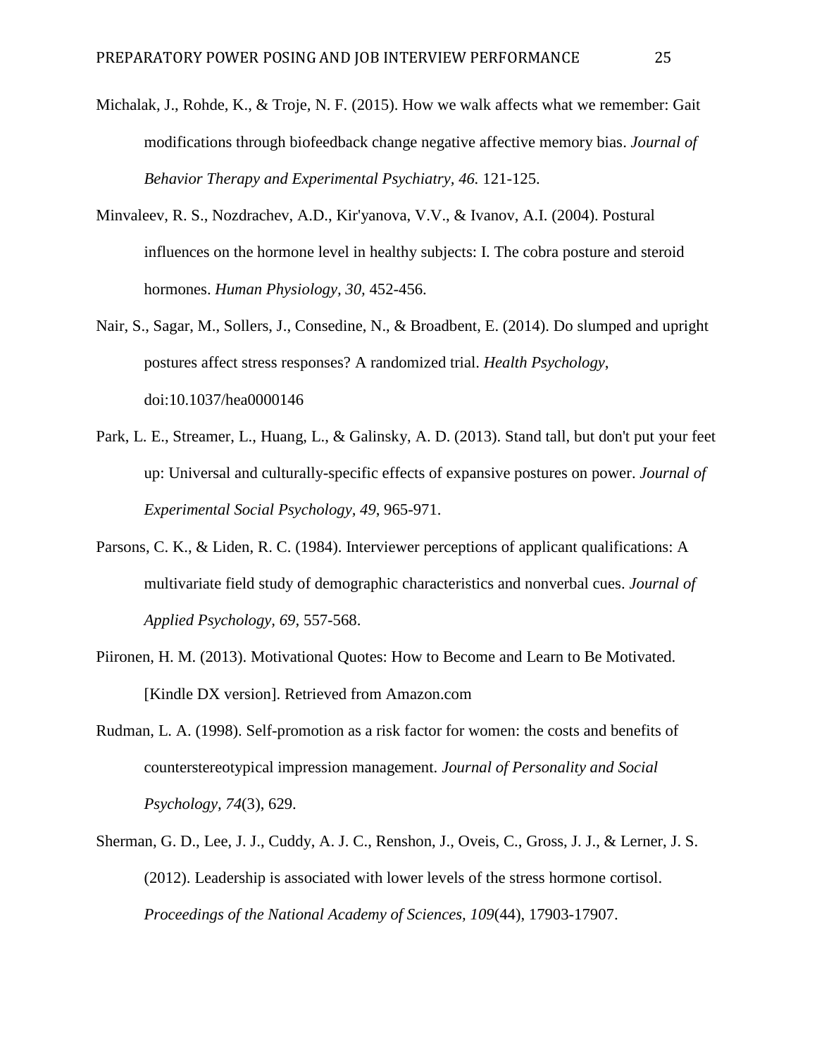Michalak, J., Rohde, K., & Troje, N. F. (2015). How we walk affects what we remember: Gait modifications through biofeedback change negative affective memory bias. *Journal of Behavior Therapy and Experimental Psychiatry, 46.* 121-125.

Minvaleev, R. S., Nozdrachev, A.D., Kir'yanova, V.V., & Ivanov, A.I. (2004). Postural influences on the hormone level in healthy subjects: I. The cobra posture and steroid hormones. *Human Physiology, 30,* 452-456.

Nair, S., Sagar, M., Sollers, J., Consedine, N., & Broadbent, E. (2014). Do slumped and upright postures affect stress responses? A randomized trial. *Health Psychology*, doi:10.1037/hea0000146

Park, L. E., Streamer, L., Huang, L., & Galinsky, A. D. (2013). Stand tall, but don't put your feet up: Universal and culturally-specific effects of expansive postures on power. *Journal of Experimental Social Psychology, 49*, 965-971.

Parsons, C. K., & Liden, R. C. (1984). Interviewer perceptions of applicant qualifications: A multivariate field study of demographic characteristics and nonverbal cues. *Journal of Applied Psychology, 69,* 557-568.

Piironen, H. M. (2013). Motivational Quotes: How to Become and Learn to Be Motivated. [Kindle DX version]. Retrieved from Amazon.com

Rudman, L. A. (1998). Self-promotion as a risk factor for women: the costs and benefits of counterstereotypical impression management. *Journal of Personality and Social Psychology, 74*(3), 629.

Sherman, G. D., Lee, J. J., Cuddy, A. J. C., Renshon, J., Oveis, C., Gross, J. J., & Lerner, J. S. (2012). Leadership is associated with lower levels of the stress hormone cortisol. *Proceedings of the National Academy of Sciences, 109*(44), 17903-17907.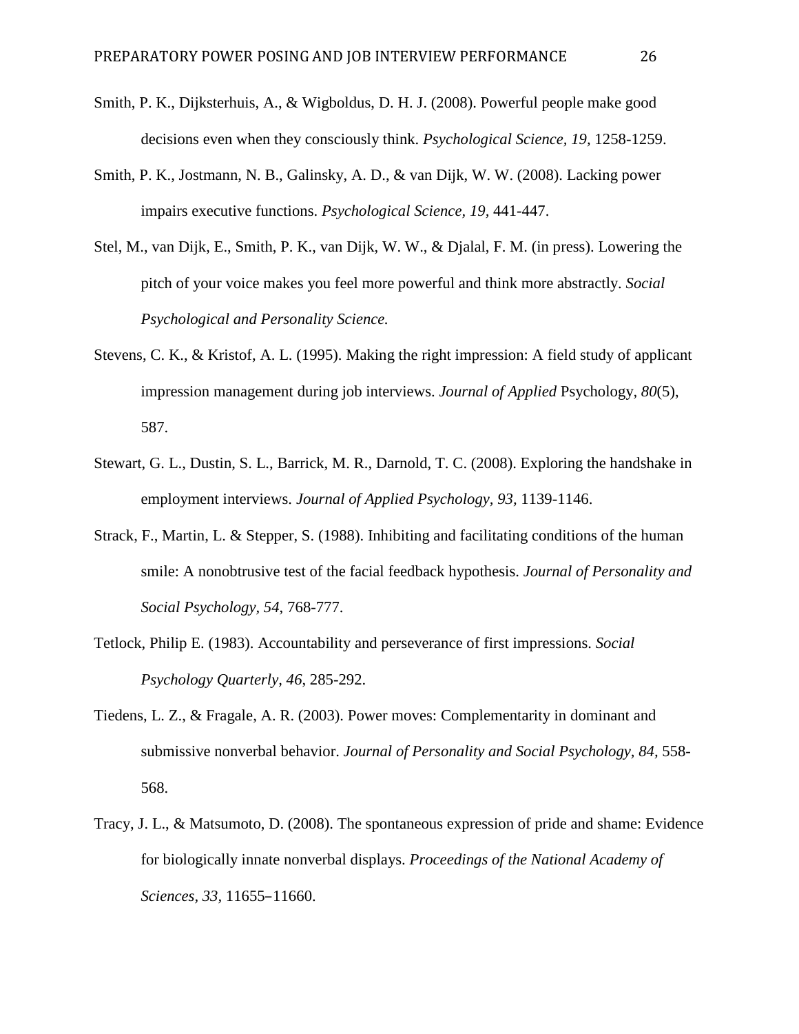Smith, P. K., Dijksterhuis, A., & Wigboldus, D. H. J. (2008). Powerful people make good decisions even when they consciously think. *Psychological Science, 19,* 1258-1259.

Smith, P. K., Jostmann, N. B., Galinsky, A. D., & van Dijk, W. W. (2008). Lacking power impairs executive functions. *Psychological Science, 19,* 441-447.

Stel, M., van Dijk, E., Smith, P. K., van Dijk, W. W., & Djalal, F. M. (in press). Lowering the pitch of your voice makes you feel more powerful and think more abstractly. *Social Psychological and Personality Science.*

Stevens, C. K., & Kristof, A. L. (1995). Making the right impression: A field study of applicant impression management during job interviews. *Journal of Applied* Psychology, *80*(5), 587.

Stewart, G. L., Dustin, S. L., Barrick, M. R., Darnold, T. C. (2008). Exploring the handshake in employment interviews. *Journal of Applied Psychology, 93,* 1139-1146.

Strack, F., Martin, L. & Stepper, S. (1988). Inhibiting and facilitating conditions of the human smile: A nonobtrusive test of the facial feedback hypothesis. *Journal of Personality and Social Psychology, 54*, 768-777.

Tetlock, Philip E. (1983). Accountability and perseverance of first impressions. *Social Psychology Quarterly, 46*, 285-292.

Tiedens, L. Z., & Fragale, A. R. (2003). Power moves: Complementarity in dominant and submissive nonverbal behavior. *Journal of Personality and Social Psychology, 84,* 558-568.

Tracy, J. L., & Matsumoto, D. (2008). The spontaneous expression of pride and shame: Evidence for biologically innate nonverbal displays. *Proceedings of the National Academy of Sciences*, *33*, 11655–11660.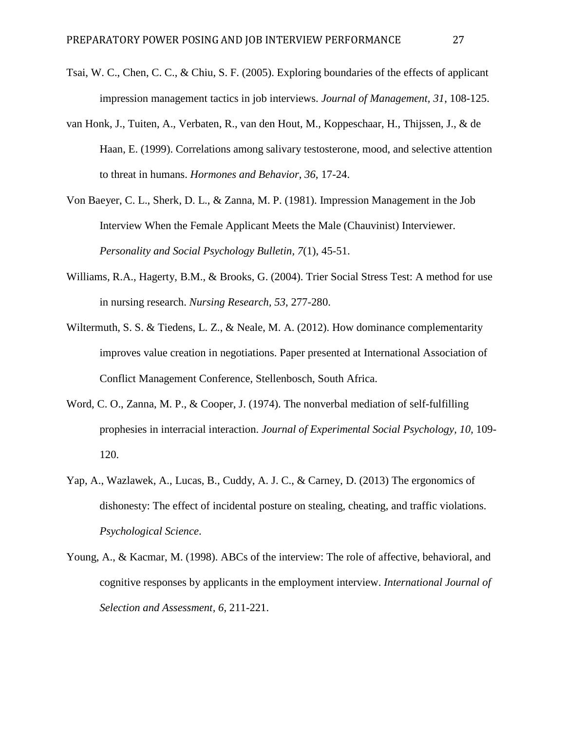Tsai, W. C., Chen, C. C., & Chiu, S. F. (2005). Exploring boundaries of the effects of applicant impression management tactics in job interviews. *Journal of Management, 31*, 108-125.

van Honk, J., Tuiten, A., Verbaten, R., van den Hout, M., Koppeschaar, H., Thijssen, J., & de Haan, E. (1999). Correlations among salivary testosterone, mood, and selective attention to threat in humans. *Hormones and Behavior, 36,* 17-24.

Von Baeyer, C. L., Sherk, D. L., & Zanna, M. P. (1981). Impression Management in the Job Interview When the Female Applicant Meets the Male (Chauvinist) Interviewer. *Personality and Social Psychology Bulletin, 7*(1), 45-51.

Williams, R.A., Hagerty, B.M., & Brooks, G. (2004). Trier Social Stress Test: A method for use in nursing research. *Nursing Research, 53*, 277-280.

Wiltermuth, S. S. & Tiedens, L. Z., & Neale, M. A. (2012). How dominance complementarity improves value creation in negotiations. Paper presented at International Association of Conflict Management Conference, Stellenbosch, South Africa.

Word, C. O., Zanna, M. P., & Cooper, J. (1974). The nonverbal mediation of self-fulfilling prophesies in interracial interaction. *Journal of Experimental Social Psychology, 10,* 109-120.

Yap, A., Wazlawek, A., Lucas, B., Cuddy, A. J. C., & Carney, D. (2013) The ergonomics of dishonesty: The effect of incidental posture on stealing, cheating, and traffic violations. *Psychological Science*.

Young, A., & Kacmar, M. (1998). ABCs of the interview: The role of affective, behavioral, and cognitive responses by applicants in the employment interview. *International Journal of Selection and Assessment, 6,* 211-221.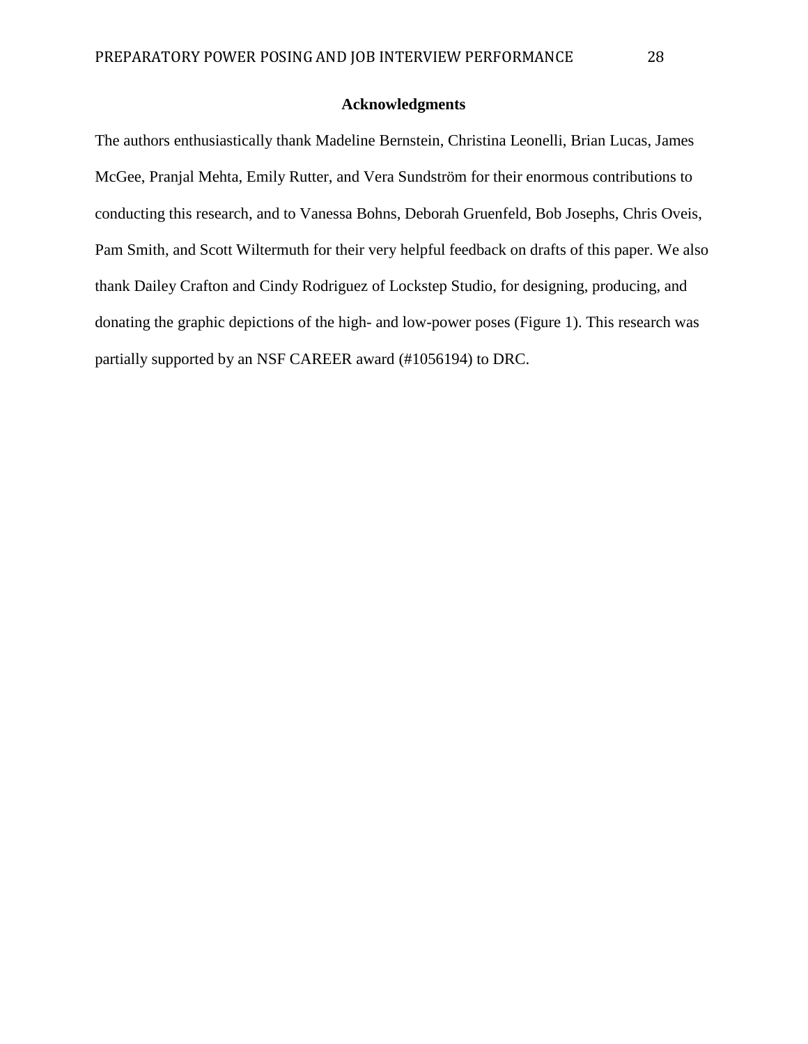## Acknowledgments

The authors enthusiastically thank Madeline Bernstein, Christina Leonelli, Brian Lucas, James McGee, Pranjal Mehta, Emily Rutter, and Vera Sundström for their enormous contributions to conducting this research, and to Vanessa Bohns, Deborah Gruenfeld, Bob Josephs, Chris Oveis, Pam Smith, and Scott Wiltermuth for their very helpful feedback on drafts of this paper. We also thank Dailey Crafton and Cindy Rodriguez of Lockstep Studio, for designing, producing, and donating the graphic depictions of the high- and low-power poses (Figure 1). This research was partially supported by an NSF CAREER award (#1056194) to DRC.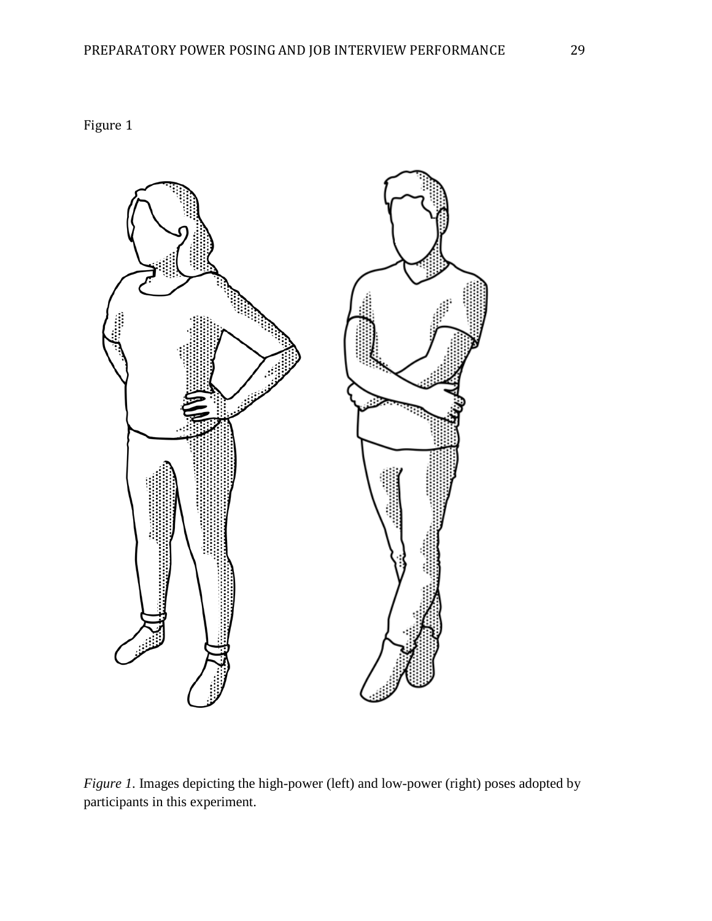Figure 1

*Figure 1*. Images depicting the high-power (left) and low-power (right) poses adopted by participants in this experiment.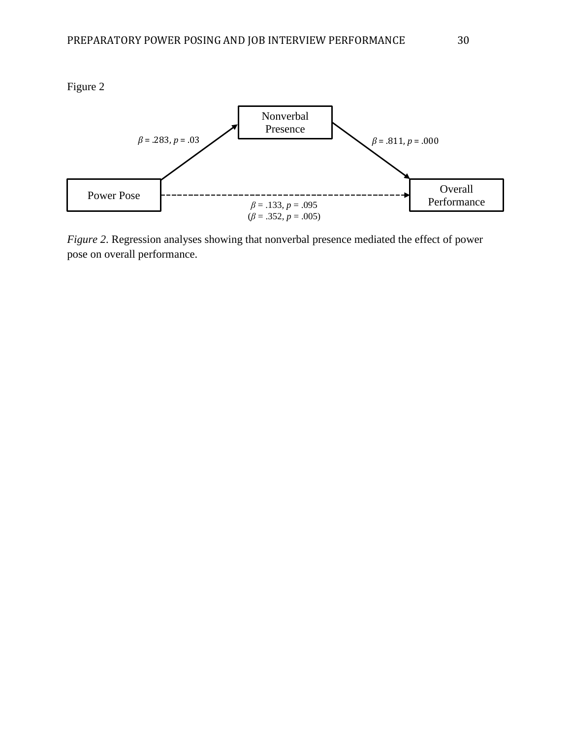Figure 2

Nonverbal Presence

$\beta$ = .283, $p$ = .03

$\beta$ = .811, $p$ = .000

Power Pose

Overall Performance

$\beta$ = .133, $p$ = .095
($\beta$ = .352, $p$ = .005)

*Figure 2*. Regression analyses showing that nonverbal presence mediated the effect of power pose on overall performance.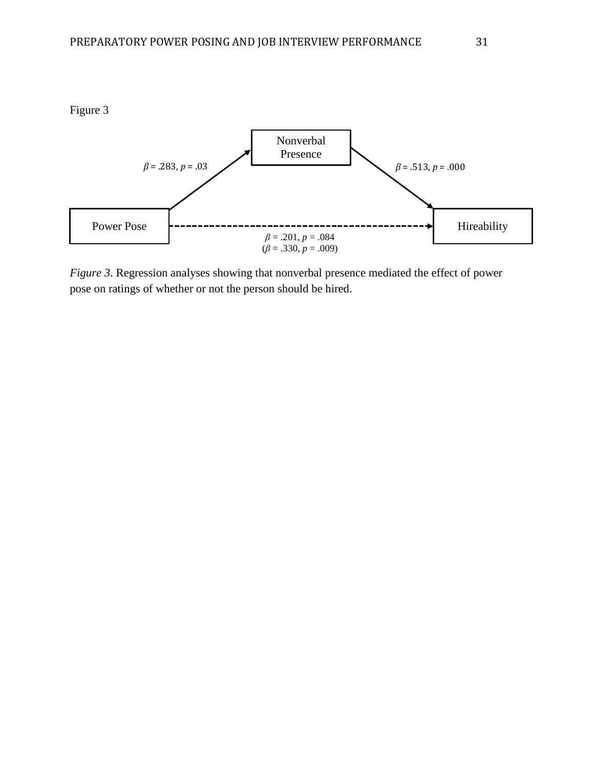Figure 3

Nonverbal Presence

$\beta$ = .283, $p$ = .03

$\beta$ = .513, $p$ = .000

Power Pose

Hireability

$\beta$ = .201, $p$ = .084
($\beta$ = .330, $p$ = .009)

*Figure 3*. Regression analyses showing that nonverbal presence mediated the effect of power pose on ratings of whether or not the person should be hired.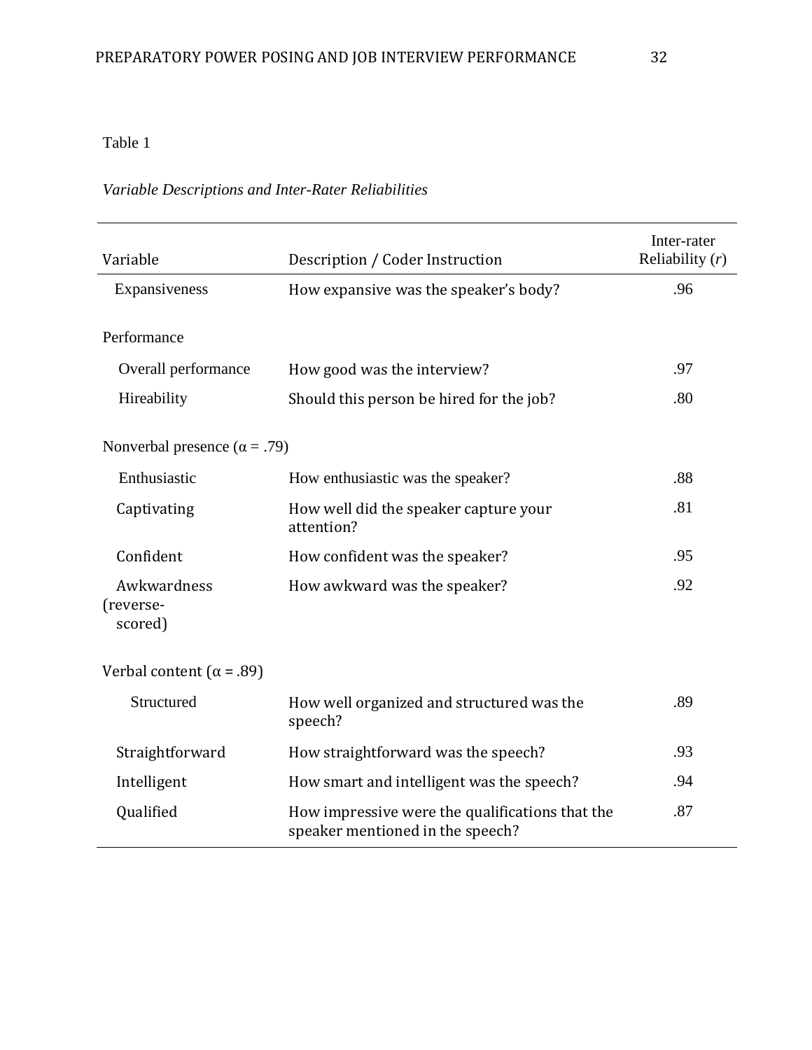Table 1

*Variable Descriptions and Inter-Rater Reliabilities*

| Variable | Description / Coder Instruction | Inter-rater Reliability (*r*) |
|---|---|---|
| Expansiveness | How expansive was the speaker's body? | .96 |
| Performance | | |
| Overall performance | How good was the interview? | .97 |
| Hireability | Should this person be hired for the job? | .80 |
| Nonverbal presence ($\alpha = .79$) | | |
| Enthusiastic | How enthusiastic was the speaker? | .88 |
| Captivating | How well did the speaker capture your attention? | .81 |
| Confident | How confident was the speaker? | .95 |
| Awkwardness (reverse-scored) | How awkward was the speaker? | .92 |
| Verbal content ($\alpha = .89$) | | |
| Structured | How well organized and structured was the speech? | .89 |
| Straightforward | How straightforward was the speech? | .93 |
| Intelligent | How smart and intelligent was the speech? | .94 |
| Qualified | How impressive were the qualifications that the speaker mentioned in the speech? | .87 |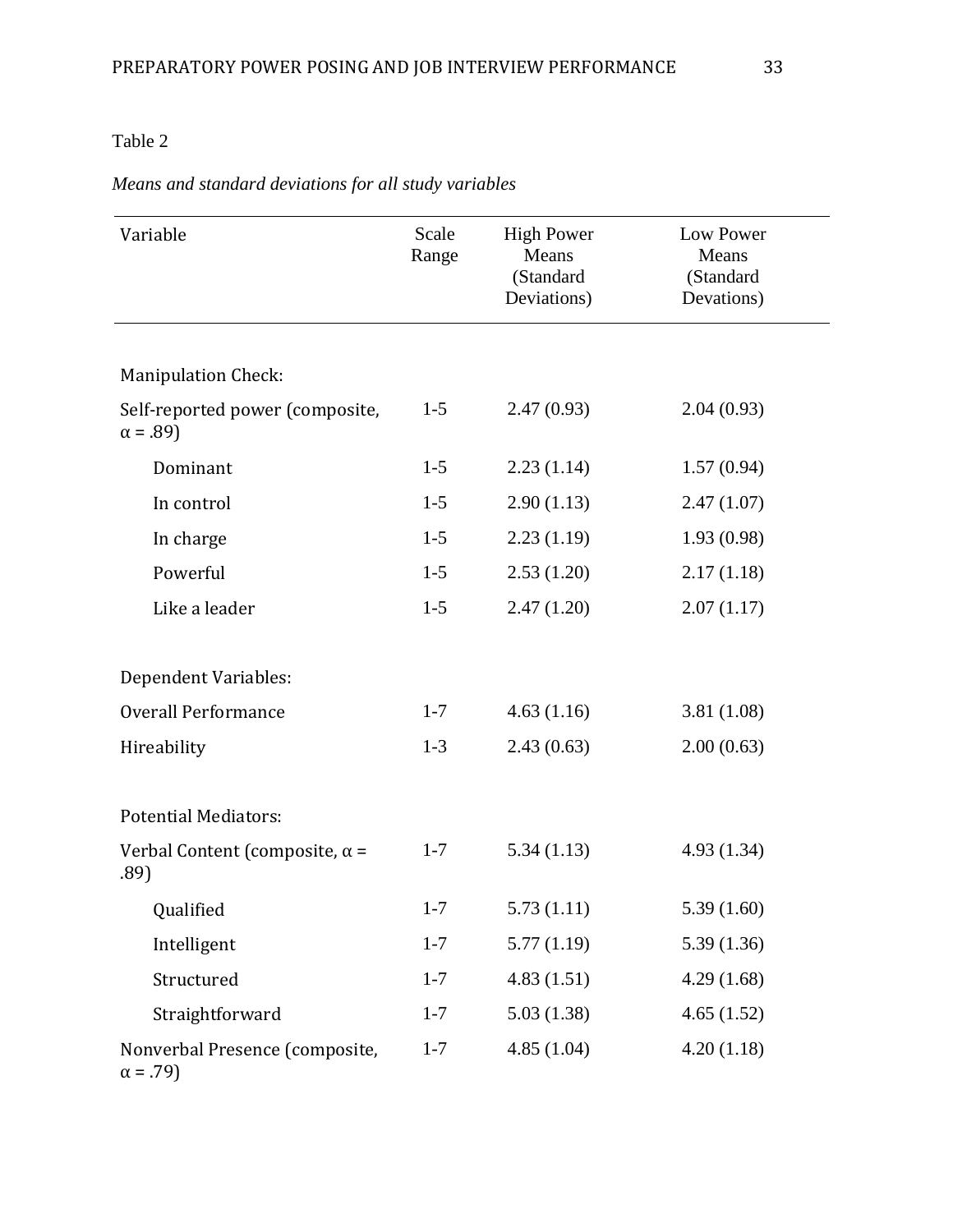Table 2

*Means and standard deviations for all study variables*

| Variable | Scale Range | High Power Means (Standard Deviations) | Low Power Means (Standard Devations) |
|---|---|---|---|
| Manipulation Check: | | | |
| Self-reported power (composite, α = .89) | 1-5 | 2.47 (0.93) | 2.04 (0.93) |
| Dominant | 1-5 | 2.23 (1.14) | 1.57 (0.94) |
| In control | 1-5 | 2.90 (1.13) | 2.47 (1.07) |
| In charge | 1-5 | 2.23 (1.19) | 1.93 (0.98) |
| Powerful | 1-5 | 2.53 (1.20) | 2.17 (1.18) |
| Like a leader | 1-5 | 2.47 (1.20) | 2.07 (1.17) |
| Dependent Variables: | | | |
| Overall Performance | 1-7 | 4.63 (1.16) | 3.81 (1.08) |
| Hireability | 1-3 | 2.43 (0.63) | 2.00 (0.63) |
| Potential Mediators: | | | |
| Verbal Content (composite, α = .89) | 1-7 | 5.34 (1.13) | 4.93 (1.34) |
| Qualified | 1-7 | 5.73 (1.11) | 5.39 (1.60) |
| Intelligent | 1-7 | 5.77 (1.19) | 5.39 (1.36) |
| Structured | 1-7 | 4.83 (1.51) | 4.29 (1.68) |
| Straightforward | 1-7 | 5.03 (1.38) | 4.65 (1.52) |
| Nonverbal Presence (composite, α = .79) | 1-7 | 4.85 (1.04) | 4.20 (1.18) |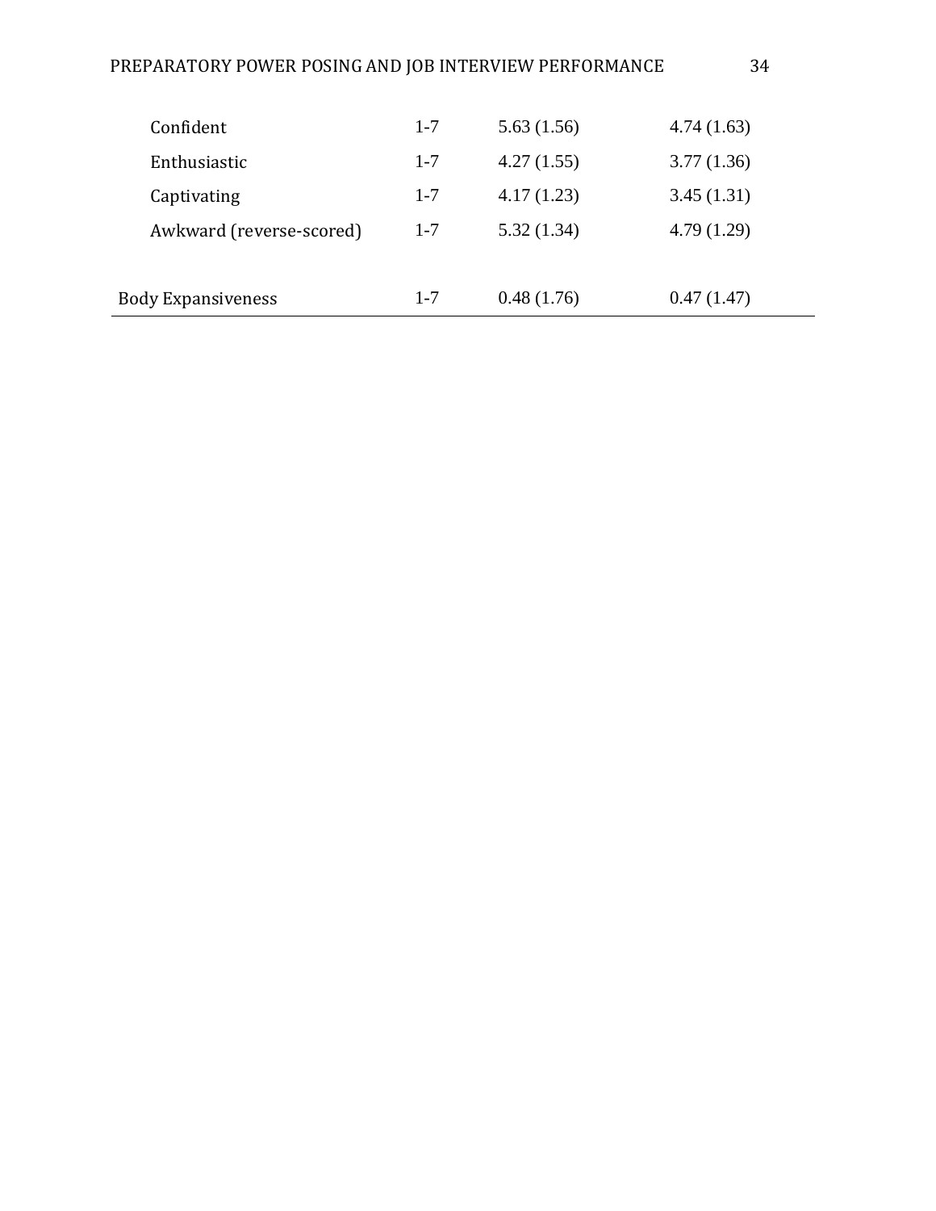| | | | |
|---|---|---|---|
| Confident | 1-7 | 5.63 (1.56) | 4.74 (1.63) |
| Enthusiastic | 1-7 | 4.27 (1.55) | 3.77 (1.36) |
| Captivating | 1-7 | 4.17 (1.23) | 3.45 (1.31) |
| Awkward (reverse-scored) | 1-7 | 5.32 (1.34) | 4.79 (1.29) |
| | | | |
| Body Expansiveness | 1-7 | 0.48 (1.76) | 0.47 (1.47) |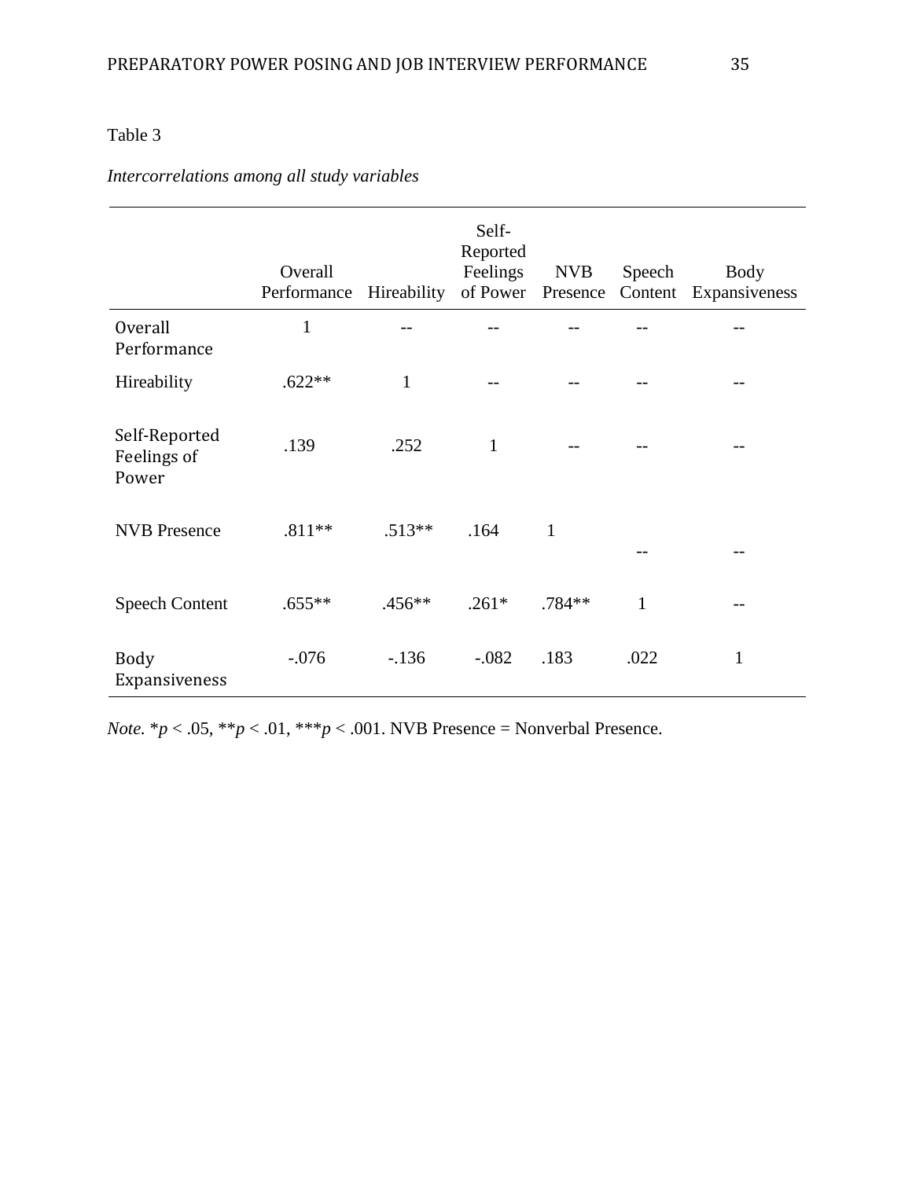Table 3

*Intercorrelations among all study variables*

| | Overall Performance | Hireability | Self-Reported Feelings of Power | NVB Presence | Speech Content | Body Expansiveness |
|---|---|---|---|---|---|---|
| Overall Performance | 1 | -- | -- | -- | -- | -- |
| Hireability | .622** | 1 | -- | -- | -- | -- |
| Self-Reported Feelings of Power | .139 | .252 | 1 | -- | -- | -- |
| NVB Presence | .811** | .513** | .164 | 1 | -- | -- |
| Speech Content | .655** | .456** | .261* | .784** | 1 | -- |
| Body Expansiveness | -.076 | -.136 | -.082 | .183 | .022 | 1 |

*Note.* *$p < .05$, **$p < .01$, ***$p < .001$. NVB Presence = Nonverbal Presence.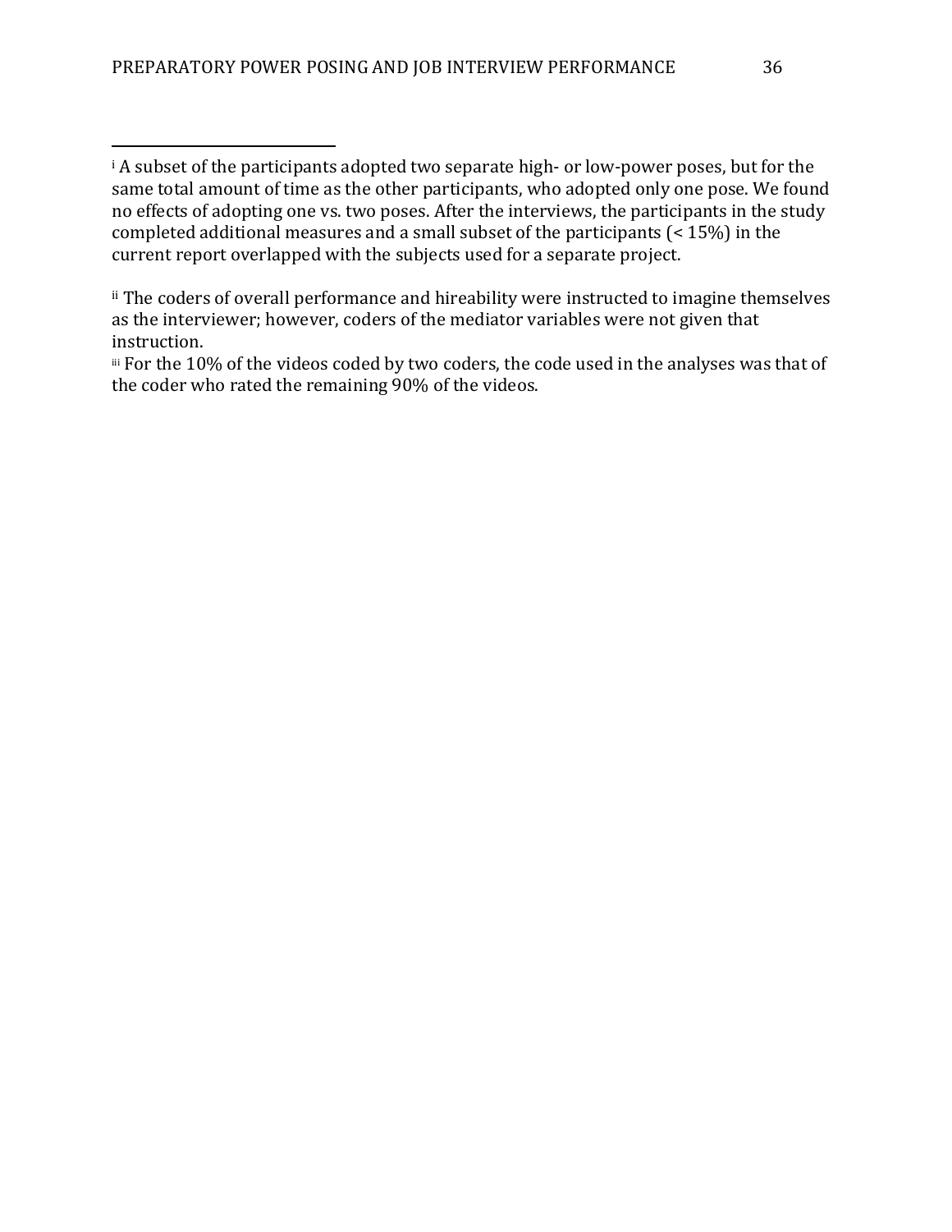[i] A subset of the participants adopted two separate high- or low-power poses, but for the same total amount of time as the other participants, who adopted only one pose. We found no effects of adopting one vs. two poses. After the interviews, the participants in the study completed additional measures and a small subset of the participants (< 15%) in the current report overlapped with the subjects used for a separate project.

[ii] The coders of overall performance and hireability were instructed to imagine themselves as the interviewer; however, coders of the mediator variables were not given that instruction.

[iii] For the 10% of the videos coded by two coders, the code used in the analyses was that of the coder who rated the remaining 90% of the videos.